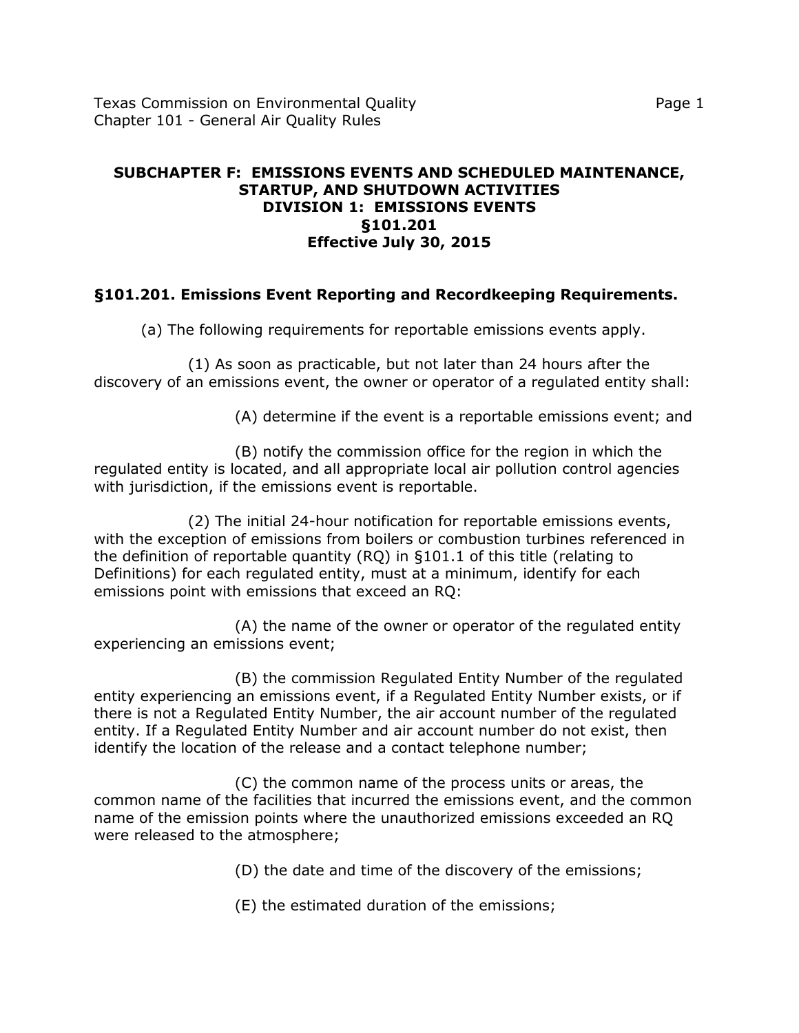**SUBCHAPTER F: EMISSIONS EVENTS AND SCHEDULED MAINTENANCE, STARTUP, AND SHUTDOWN ACTIVITIES**
**DIVISION 1: EMISSIONS EVENTS**
**§101.201**
**Effective July 30, 2015**

## §101.201. Emissions Event Reporting and Recordkeeping Requirements.

(a) The following requirements for reportable emissions events apply.

(1) As soon as practicable, but not later than 24 hours after the discovery of an emissions event, the owner or operator of a regulated entity shall:

(A) determine if the event is a reportable emissions event; and

(B) notify the commission office for the region in which the regulated entity is located, and all appropriate local air pollution control agencies with jurisdiction, if the emissions event is reportable.

(2) The initial 24-hour notification for reportable emissions events, with the exception of emissions from boilers or combustion turbines referenced in the definition of reportable quantity (RQ) in §101.1 of this title (relating to Definitions) for each regulated entity, must at a minimum, identify for each emissions point with emissions that exceed an RQ:

(A) the name of the owner or operator of the regulated entity experiencing an emissions event;

(B) the commission Regulated Entity Number of the regulated entity experiencing an emissions event, if a Regulated Entity Number exists, or if there is not a Regulated Entity Number, the air account number of the regulated entity. If a Regulated Entity Number and air account number do not exist, then identify the location of the release and a contact telephone number;

(C) the common name of the process units or areas, the common name of the facilities that incurred the emissions event, and the common name of the emission points where the unauthorized emissions exceeded an RQ were released to the atmosphere;

(D) the date and time of the discovery of the emissions;

(E) the estimated duration of the emissions;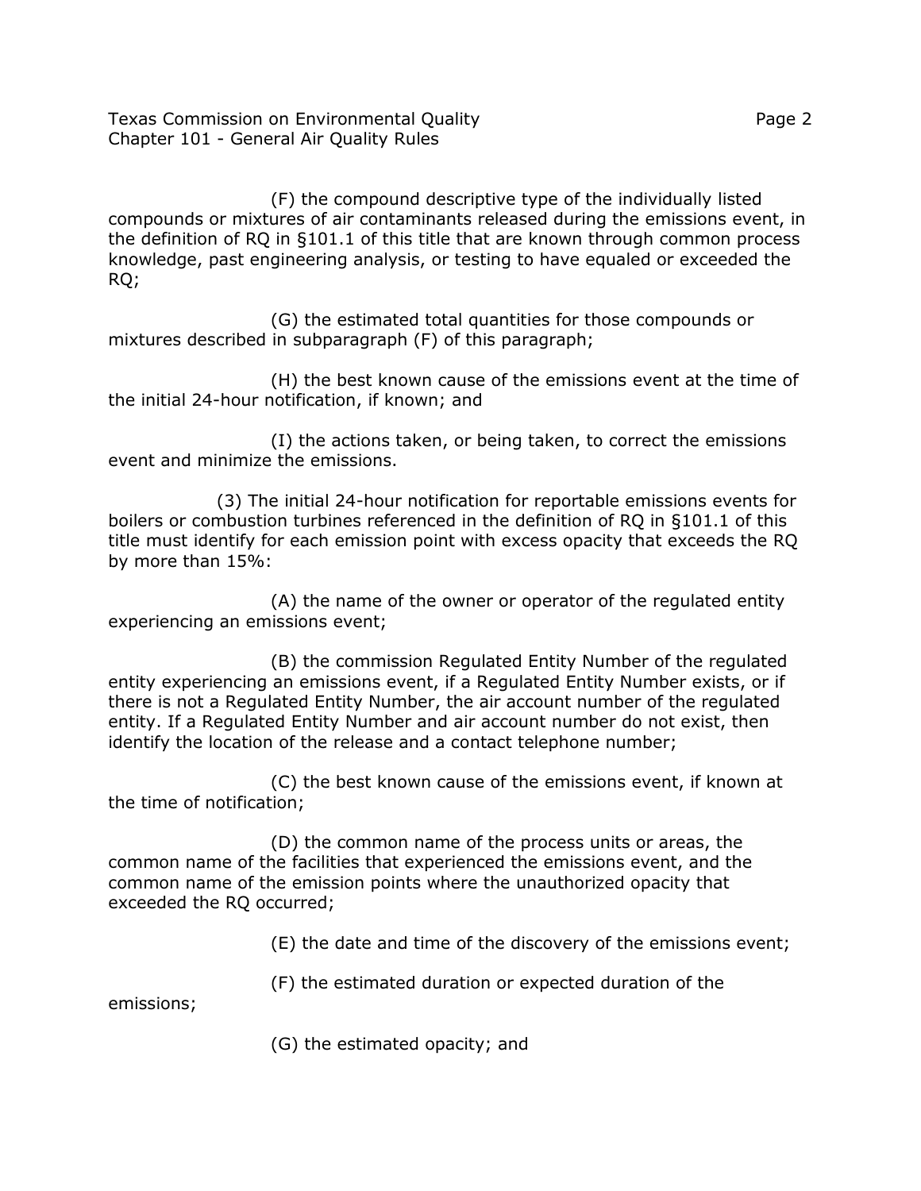(F) the compound descriptive type of the individually listed compounds or mixtures of air contaminants released during the emissions event, in the definition of RQ in §101.1 of this title that are known through common process knowledge, past engineering analysis, or testing to have equaled or exceeded the RQ;

(G) the estimated total quantities for those compounds or mixtures described in subparagraph (F) of this paragraph;

(H) the best known cause of the emissions event at the time of the initial 24-hour notification, if known; and

(I) the actions taken, or being taken, to correct the emissions event and minimize the emissions.

(3) The initial 24-hour notification for reportable emissions events for boilers or combustion turbines referenced in the definition of RQ in §101.1 of this title must identify for each emission point with excess opacity that exceeds the RQ by more than 15%:

(A) the name of the owner or operator of the regulated entity experiencing an emissions event;

(B) the commission Regulated Entity Number of the regulated entity experiencing an emissions event, if a Regulated Entity Number exists, or if there is not a Regulated Entity Number, the air account number of the regulated entity. If a Regulated Entity Number and air account number do not exist, then identify the location of the release and a contact telephone number;

(C) the best known cause of the emissions event, if known at the time of notification;

(D) the common name of the process units or areas, the common name of the facilities that experienced the emissions event, and the common name of the emission points where the unauthorized opacity that exceeded the RQ occurred;

(E) the date and time of the discovery of the emissions event;

(F) the estimated duration or expected duration of the emissions;

(G) the estimated opacity; and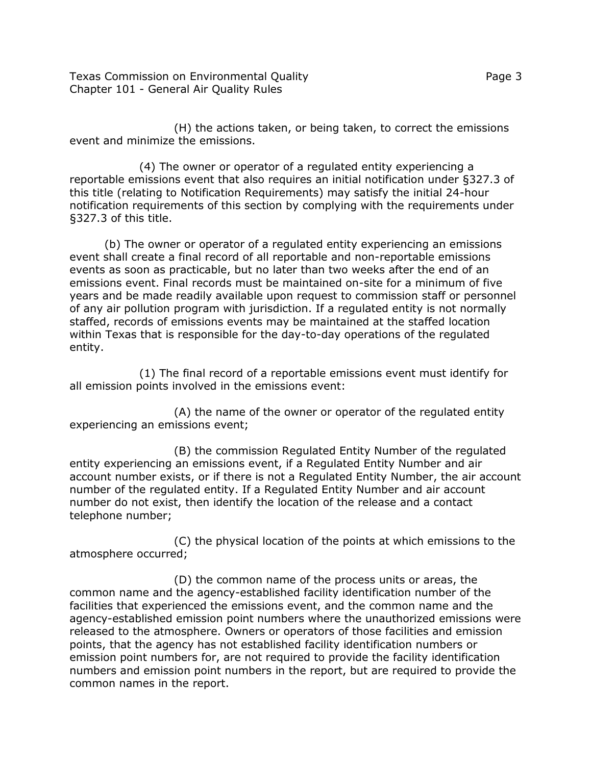(H) the actions taken, or being taken, to correct the emissions event and minimize the emissions.

(4) The owner or operator of a regulated entity experiencing a reportable emissions event that also requires an initial notification under §327.3 of this title (relating to Notification Requirements) may satisfy the initial 24-hour notification requirements of this section by complying with the requirements under §327.3 of this title.

(b) The owner or operator of a regulated entity experiencing an emissions event shall create a final record of all reportable and non-reportable emissions events as soon as practicable, but no later than two weeks after the end of an emissions event. Final records must be maintained on-site for a minimum of five years and be made readily available upon request to commission staff or personnel of any air pollution program with jurisdiction. If a regulated entity is not normally staffed, records of emissions events may be maintained at the staffed location within Texas that is responsible for the day-to-day operations of the regulated entity.

(1) The final record of a reportable emissions event must identify for all emission points involved in the emissions event:

(A) the name of the owner or operator of the regulated entity experiencing an emissions event;

(B) the commission Regulated Entity Number of the regulated entity experiencing an emissions event, if a Regulated Entity Number and air account number exists, or if there is not a Regulated Entity Number, the air account number of the regulated entity. If a Regulated Entity Number and air account number do not exist, then identify the location of the release and a contact telephone number;

(C) the physical location of the points at which emissions to the atmosphere occurred;

(D) the common name of the process units or areas, the common name and the agency-established facility identification number of the facilities that experienced the emissions event, and the common name and the agency-established emission point numbers where the unauthorized emissions were released to the atmosphere. Owners or operators of those facilities and emission points, that the agency has not established facility identification numbers or emission point numbers for, are not required to provide the facility identification numbers and emission point numbers in the report, but are required to provide the common names in the report.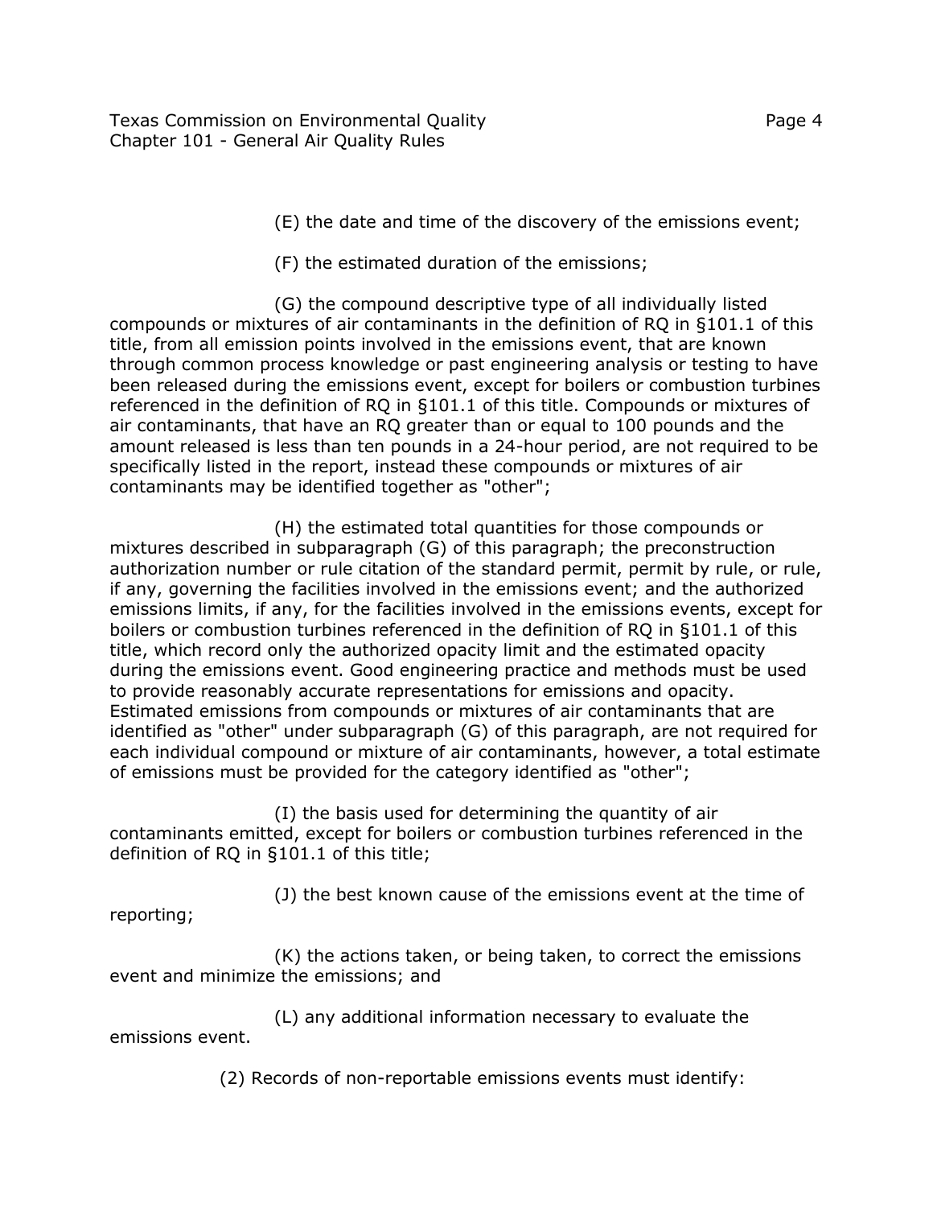(E) the date and time of the discovery of the emissions event;

(F) the estimated duration of the emissions;

(G) the compound descriptive type of all individually listed compounds or mixtures of air contaminants in the definition of RQ in §101.1 of this title, from all emission points involved in the emissions event, that are known through common process knowledge or past engineering analysis or testing to have been released during the emissions event, except for boilers or combustion turbines referenced in the definition of RQ in §101.1 of this title. Compounds or mixtures of air contaminants, that have an RQ greater than or equal to 100 pounds and the amount released is less than ten pounds in a 24-hour period, are not required to be specifically listed in the report, instead these compounds or mixtures of air contaminants may be identified together as "other";

(H) the estimated total quantities for those compounds or mixtures described in subparagraph (G) of this paragraph; the preconstruction authorization number or rule citation of the standard permit, permit by rule, or rule, if any, governing the facilities involved in the emissions event; and the authorized emissions limits, if any, for the facilities involved in the emissions events, except for boilers or combustion turbines referenced in the definition of RQ in §101.1 of this title, which record only the authorized opacity limit and the estimated opacity during the emissions event. Good engineering practice and methods must be used to provide reasonably accurate representations for emissions and opacity. Estimated emissions from compounds or mixtures of air contaminants that are identified as "other" under subparagraph (G) of this paragraph, are not required for each individual compound or mixture of air contaminants, however, a total estimate of emissions must be provided for the category identified as "other";

(I) the basis used for determining the quantity of air contaminants emitted, except for boilers or combustion turbines referenced in the definition of RQ in §101.1 of this title;

(J) the best known cause of the emissions event at the time of reporting;

(K) the actions taken, or being taken, to correct the emissions event and minimize the emissions; and

(L) any additional information necessary to evaluate the emissions event.

(2) Records of non-reportable emissions events must identify: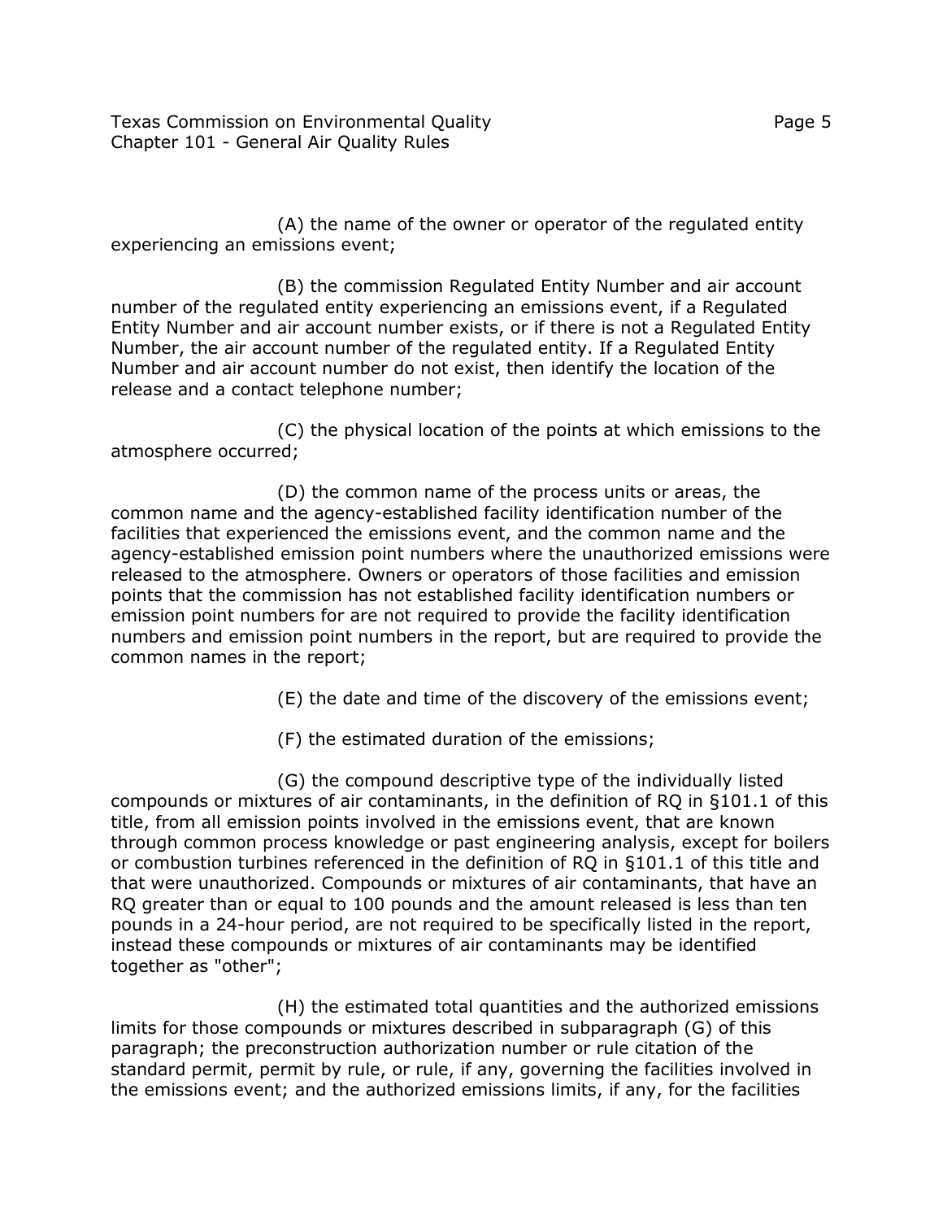(A) the name of the owner or operator of the regulated entity experiencing an emissions event;

(B) the commission Regulated Entity Number and air account number of the regulated entity experiencing an emissions event, if a Regulated Entity Number and air account number exists, or if there is not a Regulated Entity Number, the air account number of the regulated entity. If a Regulated Entity Number and air account number do not exist, then identify the location of the release and a contact telephone number;

(C) the physical location of the points at which emissions to the atmosphere occurred;

(D) the common name of the process units or areas, the common name and the agency-established facility identification number of the facilities that experienced the emissions event, and the common name and the agency-established emission point numbers where the unauthorized emissions were released to the atmosphere. Owners or operators of those facilities and emission points that the commission has not established facility identification numbers or emission point numbers for are not required to provide the facility identification numbers and emission point numbers in the report, but are required to provide the common names in the report;

(E) the date and time of the discovery of the emissions event;

(F) the estimated duration of the emissions;

(G) the compound descriptive type of the individually listed compounds or mixtures of air contaminants, in the definition of RQ in §101.1 of this title, from all emission points involved in the emissions event, that are known through common process knowledge or past engineering analysis, except for boilers or combustion turbines referenced in the definition of RQ in §101.1 of this title and that were unauthorized. Compounds or mixtures of air contaminants, that have an RQ greater than or equal to 100 pounds and the amount released is less than ten pounds in a 24-hour period, are not required to be specifically listed in the report, instead these compounds or mixtures of air contaminants may be identified together as "other";

(H) the estimated total quantities and the authorized emissions limits for those compounds or mixtures described in subparagraph (G) of this paragraph; the preconstruction authorization number or rule citation of the standard permit, permit by rule, or rule, if any, governing the facilities involved in the emissions event; and the authorized emissions limits, if any, for the facilities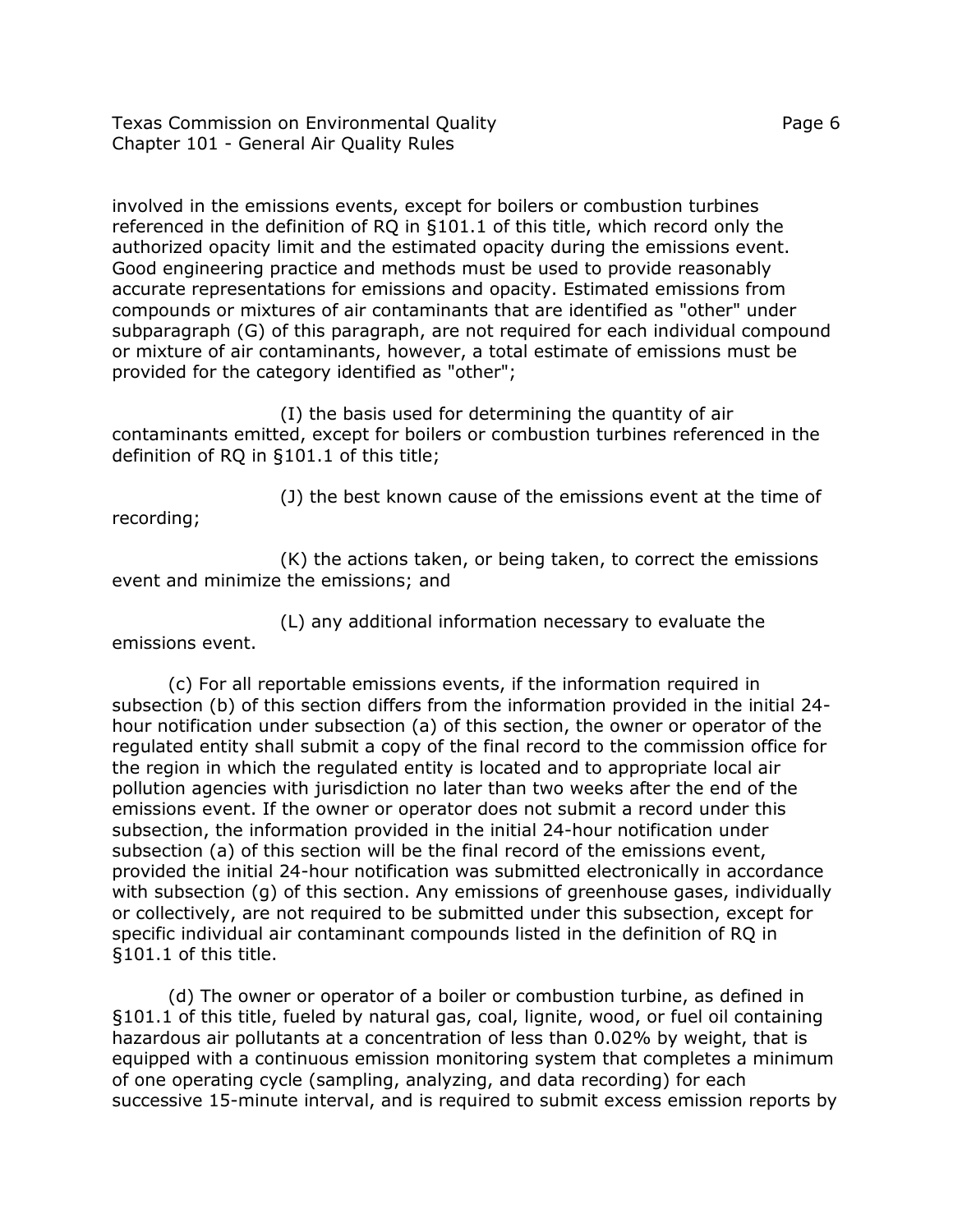involved in the emissions events, except for boilers or combustion turbines referenced in the definition of RQ in §101.1 of this title, which record only the authorized opacity limit and the estimated opacity during the emissions event. Good engineering practice and methods must be used to provide reasonably accurate representations for emissions and opacity. Estimated emissions from compounds or mixtures of air contaminants that are identified as "other" under subparagraph (G) of this paragraph, are not required for each individual compound or mixture of air contaminants, however, a total estimate of emissions must be provided for the category identified as "other";

(I) the basis used for determining the quantity of air contaminants emitted, except for boilers or combustion turbines referenced in the definition of RQ in §101.1 of this title;

(J) the best known cause of the emissions event at the time of recording;

(K) the actions taken, or being taken, to correct the emissions event and minimize the emissions; and

(L) any additional information necessary to evaluate the emissions event.

(c) For all reportable emissions events, if the information required in subsection (b) of this section differs from the information provided in the initial 24-hour notification under subsection (a) of this section, the owner or operator of the regulated entity shall submit a copy of the final record to the commission office for the region in which the regulated entity is located and to appropriate local air pollution agencies with jurisdiction no later than two weeks after the end of the emissions event. If the owner or operator does not submit a record under this subsection, the information provided in the initial 24-hour notification under subsection (a) of this section will be the final record of the emissions event, provided the initial 24-hour notification was submitted electronically in accordance with subsection (g) of this section. Any emissions of greenhouse gases, individually or collectively, are not required to be submitted under this subsection, except for specific individual air contaminant compounds listed in the definition of RQ in §101.1 of this title.

(d) The owner or operator of a boiler or combustion turbine, as defined in §101.1 of this title, fueled by natural gas, coal, lignite, wood, or fuel oil containing hazardous air pollutants at a concentration of less than 0.02% by weight, that is equipped with a continuous emission monitoring system that completes a minimum of one operating cycle (sampling, analyzing, and data recording) for each successive 15-minute interval, and is required to submit excess emission reports by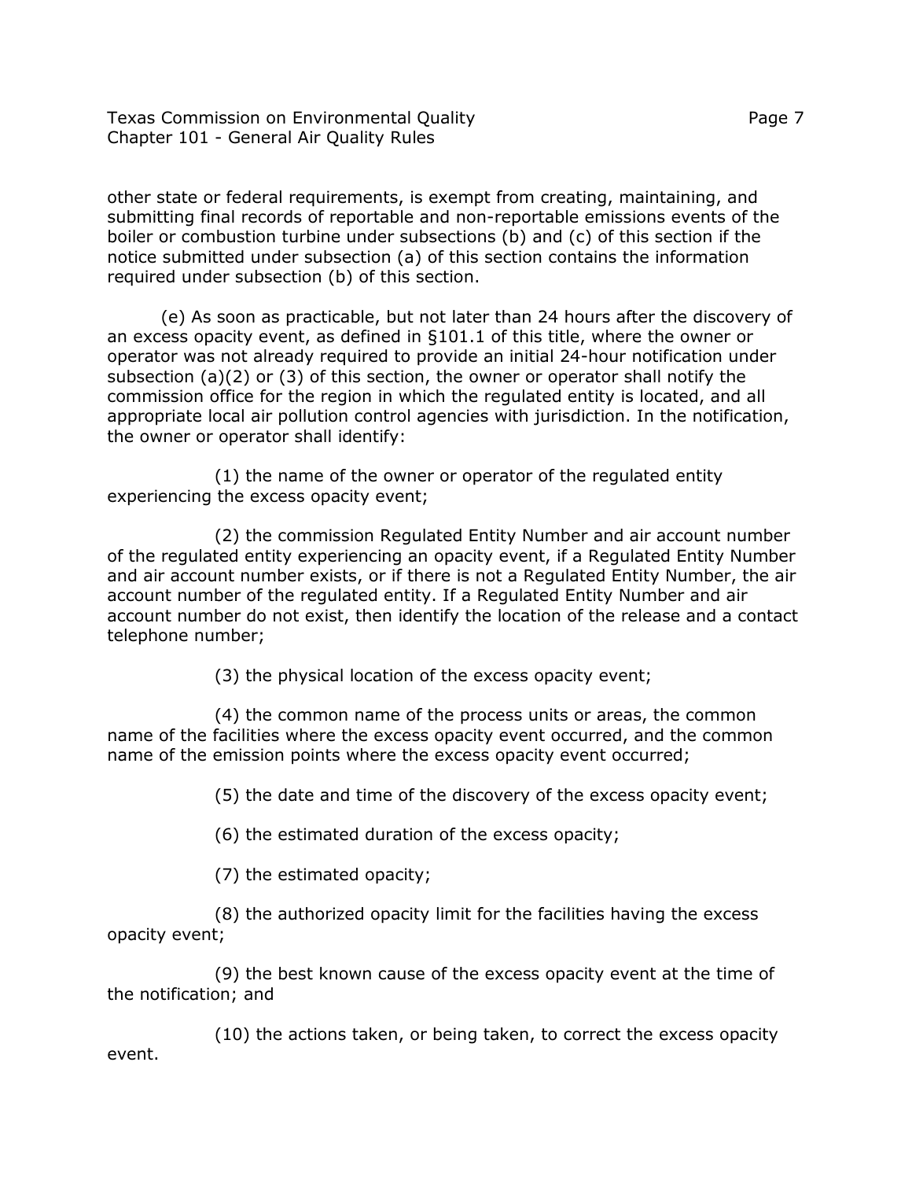other state or federal requirements, is exempt from creating, maintaining, and submitting final records of reportable and non-reportable emissions events of the boiler or combustion turbine under subsections (b) and (c) of this section if the notice submitted under subsection (a) of this section contains the information required under subsection (b) of this section.

(e) As soon as practicable, but not later than 24 hours after the discovery of an excess opacity event, as defined in §101.1 of this title, where the owner or operator was not already required to provide an initial 24-hour notification under subsection (a)(2) or (3) of this section, the owner or operator shall notify the commission office for the region in which the regulated entity is located, and all appropriate local air pollution control agencies with jurisdiction. In the notification, the owner or operator shall identify:

(1) the name of the owner or operator of the regulated entity experiencing the excess opacity event;

(2) the commission Regulated Entity Number and air account number of the regulated entity experiencing an opacity event, if a Regulated Entity Number and air account number exists, or if there is not a Regulated Entity Number, the air account number of the regulated entity. If a Regulated Entity Number and air account number do not exist, then identify the location of the release and a contact telephone number;

(3) the physical location of the excess opacity event;

(4) the common name of the process units or areas, the common name of the facilities where the excess opacity event occurred, and the common name of the emission points where the excess opacity event occurred;

(5) the date and time of the discovery of the excess opacity event;

(6) the estimated duration of the excess opacity;

(7) the estimated opacity;

(8) the authorized opacity limit for the facilities having the excess opacity event;

(9) the best known cause of the excess opacity event at the time of the notification; and

(10) the actions taken, or being taken, to correct the excess opacity event.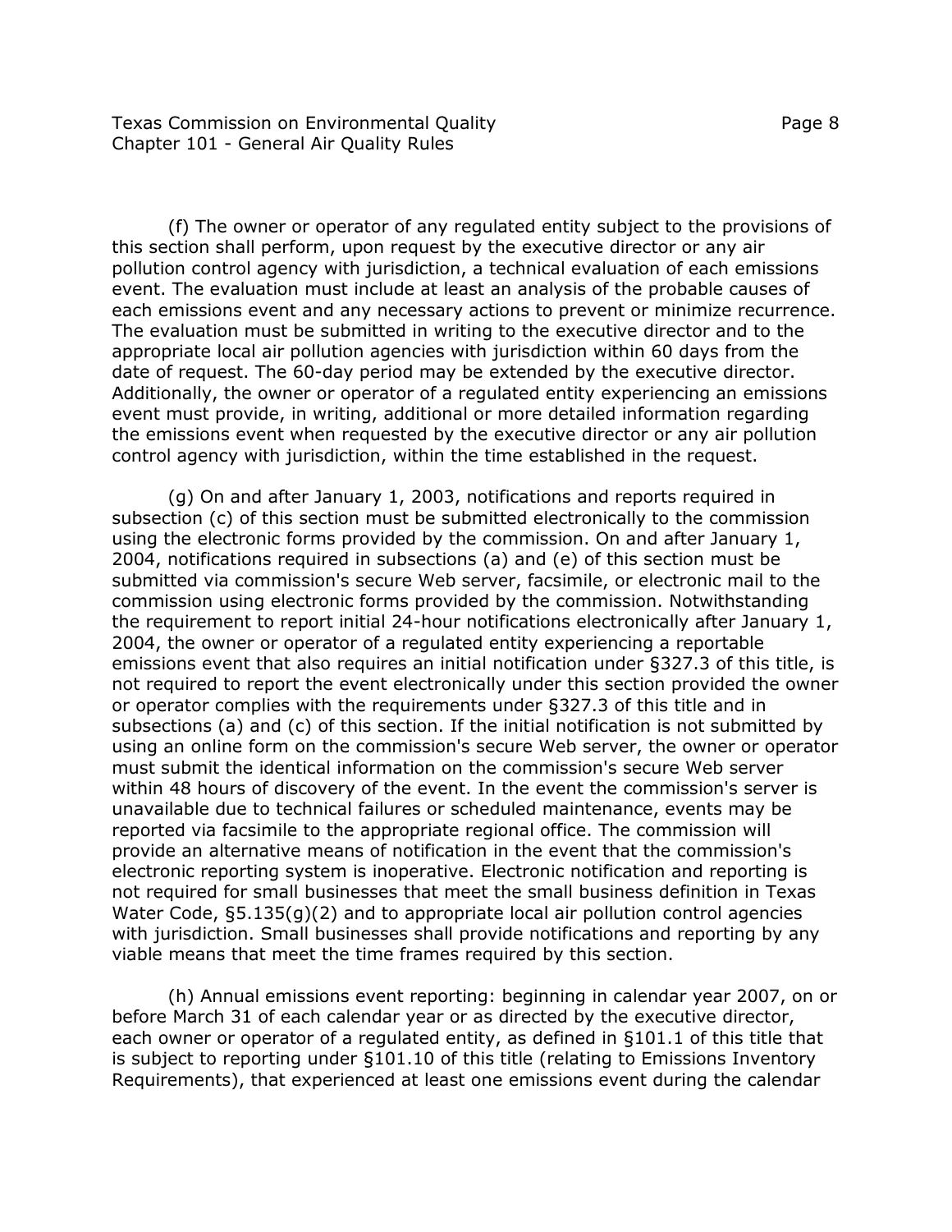(f) The owner or operator of any regulated entity subject to the provisions of this section shall perform, upon request by the executive director or any air pollution control agency with jurisdiction, a technical evaluation of each emissions event. The evaluation must include at least an analysis of the probable causes of each emissions event and any necessary actions to prevent or minimize recurrence. The evaluation must be submitted in writing to the executive director and to the appropriate local air pollution agencies with jurisdiction within 60 days from the date of request. The 60-day period may be extended by the executive director. Additionally, the owner or operator of a regulated entity experiencing an emissions event must provide, in writing, additional or more detailed information regarding the emissions event when requested by the executive director or any air pollution control agency with jurisdiction, within the time established in the request.

(g) On and after January 1, 2003, notifications and reports required in subsection (c) of this section must be submitted electronically to the commission using the electronic forms provided by the commission. On and after January 1, 2004, notifications required in subsections (a) and (e) of this section must be submitted via commission's secure Web server, facsimile, or electronic mail to the commission using electronic forms provided by the commission. Notwithstanding the requirement to report initial 24-hour notifications electronically after January 1, 2004, the owner or operator of a regulated entity experiencing a reportable emissions event that also requires an initial notification under §327.3 of this title, is not required to report the event electronically under this section provided the owner or operator complies with the requirements under §327.3 of this title and in subsections (a) and (c) of this section. If the initial notification is not submitted by using an online form on the commission's secure Web server, the owner or operator must submit the identical information on the commission's secure Web server within 48 hours of discovery of the event. In the event the commission's server is unavailable due to technical failures or scheduled maintenance, events may be reported via facsimile to the appropriate regional office. The commission will provide an alternative means of notification in the event that the commission's electronic reporting system is inoperative. Electronic notification and reporting is not required for small businesses that meet the small business definition in Texas Water Code, §5.135(g)(2) and to appropriate local air pollution control agencies with jurisdiction. Small businesses shall provide notifications and reporting by any viable means that meet the time frames required by this section.

(h) Annual emissions event reporting: beginning in calendar year 2007, on or before March 31 of each calendar year or as directed by the executive director, each owner or operator of a regulated entity, as defined in §101.1 of this title that is subject to reporting under §101.10 of this title (relating to Emissions Inventory Requirements), that experienced at least one emissions event during the calendar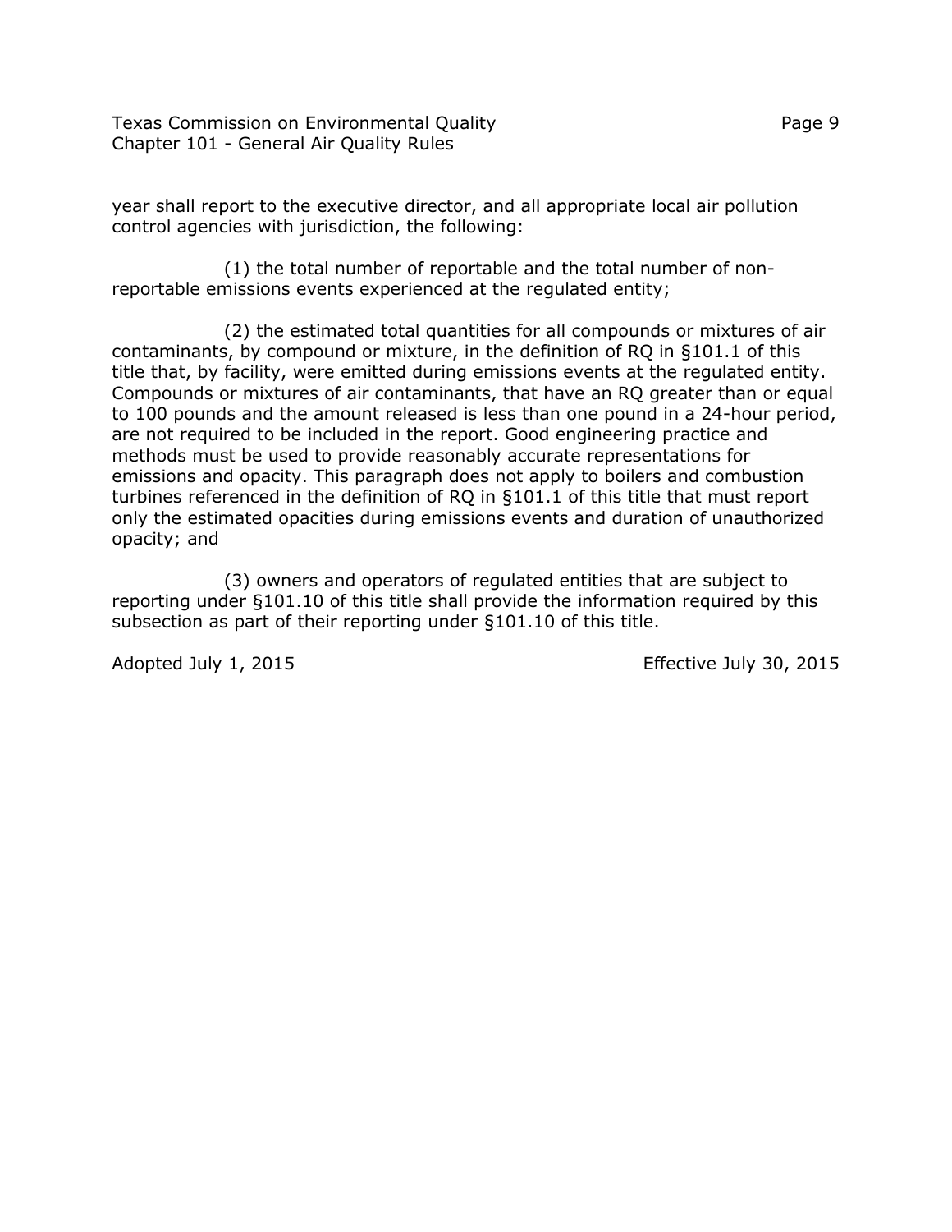year shall report to the executive director, and all appropriate local air pollution control agencies with jurisdiction, the following:

(1) the total number of reportable and the total number of non-reportable emissions events experienced at the regulated entity;

(2) the estimated total quantities for all compounds or mixtures of air contaminants, by compound or mixture, in the definition of RQ in §101.1 of this title that, by facility, were emitted during emissions events at the regulated entity. Compounds or mixtures of air contaminants, that have an RQ greater than or equal to 100 pounds and the amount released is less than one pound in a 24-hour period, are not required to be included in the report. Good engineering practice and methods must be used to provide reasonably accurate representations for emissions and opacity. This paragraph does not apply to boilers and combustion turbines referenced in the definition of RQ in §101.1 of this title that must report only the estimated opacities during emissions events and duration of unauthorized opacity; and

(3) owners and operators of regulated entities that are subject to reporting under §101.10 of this title shall provide the information required by this subsection as part of their reporting under §101.10 of this title.

Adopted July 1, 2015 Effective July 30, 2015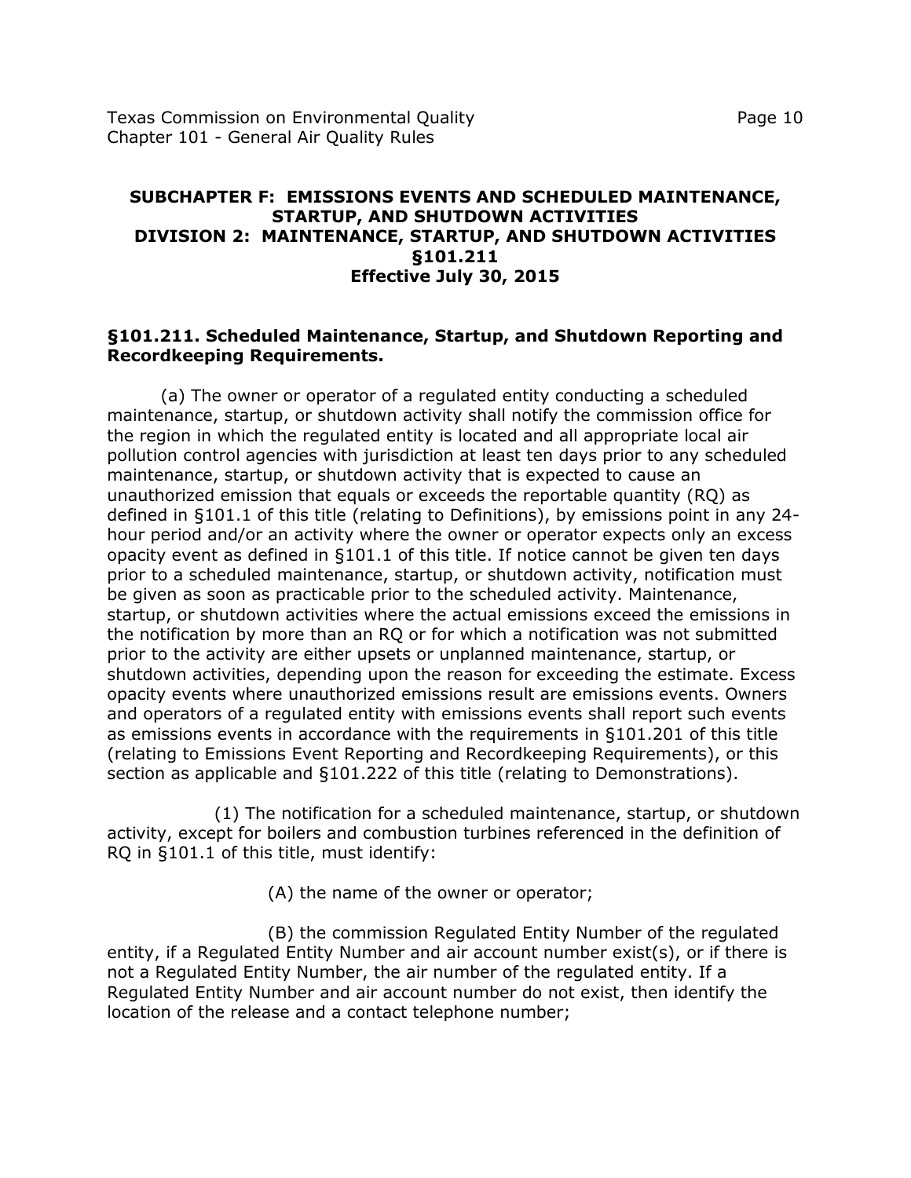## SUBCHAPTER F: EMISSIONS EVENTS AND SCHEDULED MAINTENANCE, STARTUP, AND SHUTDOWN ACTIVITIES
## DIVISION 2: MAINTENANCE, STARTUP, AND SHUTDOWN ACTIVITIES
## §101.211
## Effective July 30, 2015

### §101.211. Scheduled Maintenance, Startup, and Shutdown Reporting and Recordkeeping Requirements.

(a) The owner or operator of a regulated entity conducting a scheduled maintenance, startup, or shutdown activity shall notify the commission office for the region in which the regulated entity is located and all appropriate local air pollution control agencies with jurisdiction at least ten days prior to any scheduled maintenance, startup, or shutdown activity that is expected to cause an unauthorized emission that equals or exceeds the reportable quantity (RQ) as defined in §101.1 of this title (relating to Definitions), by emissions point in any 24-hour period and/or an activity where the owner or operator expects only an excess opacity event as defined in §101.1 of this title. If notice cannot be given ten days prior to a scheduled maintenance, startup, or shutdown activity, notification must be given as soon as practicable prior to the scheduled activity. Maintenance, startup, or shutdown activities where the actual emissions exceed the emissions in the notification by more than an RQ or for which a notification was not submitted prior to the activity are either upsets or unplanned maintenance, startup, or shutdown activities, depending upon the reason for exceeding the estimate. Excess opacity events where unauthorized emissions result are emissions events. Owners and operators of a regulated entity with emissions events shall report such events as emissions events in accordance with the requirements in §101.201 of this title (relating to Emissions Event Reporting and Recordkeeping Requirements), or this section as applicable and §101.222 of this title (relating to Demonstrations).

(1) The notification for a scheduled maintenance, startup, or shutdown activity, except for boilers and combustion turbines referenced in the definition of RQ in §101.1 of this title, must identify:

(A) the name of the owner or operator;

(B) the commission Regulated Entity Number of the regulated entity, if a Regulated Entity Number and air account number exist(s), or if there is not a Regulated Entity Number, the air number of the regulated entity. If a Regulated Entity Number and air account number do not exist, then identify the location of the release and a contact telephone number;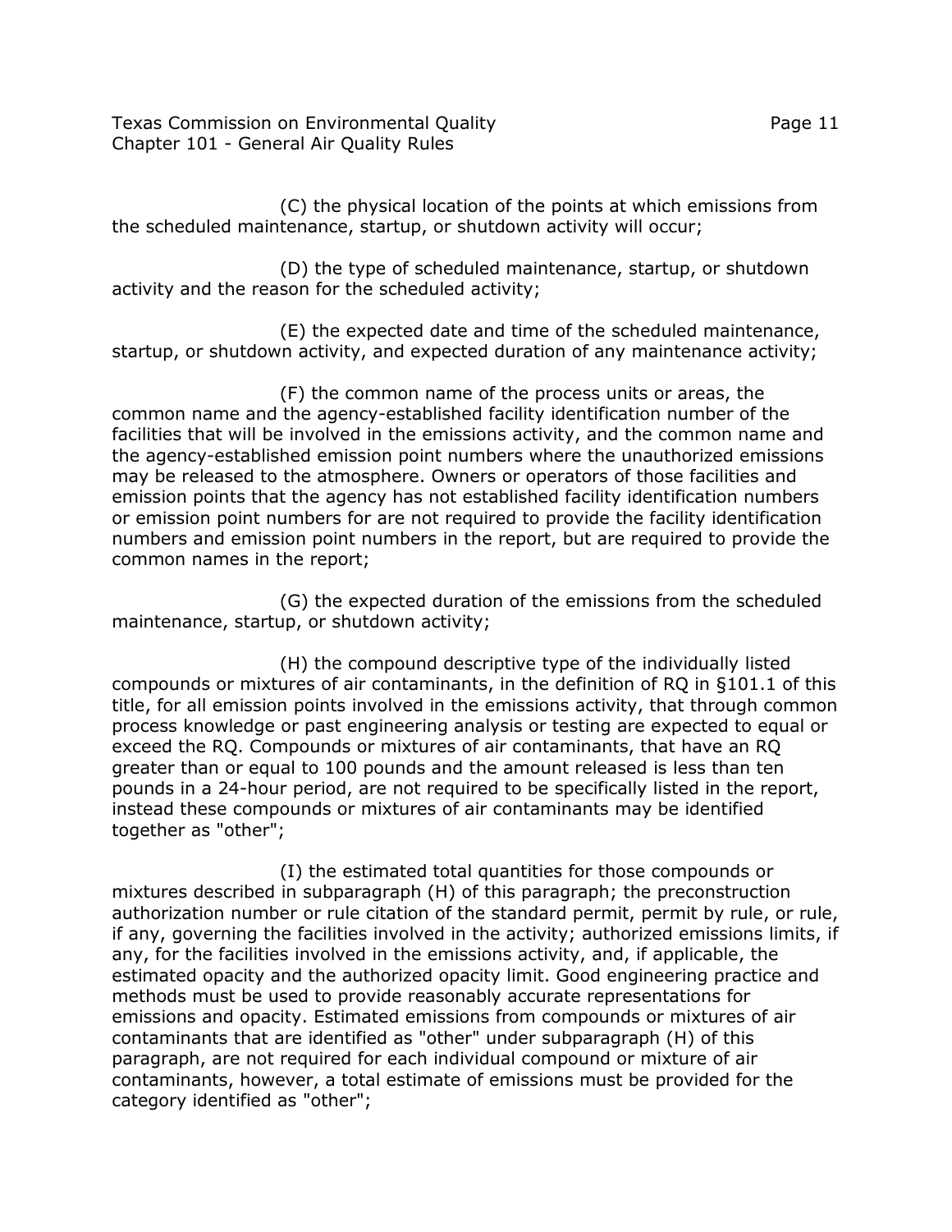(C) the physical location of the points at which emissions from the scheduled maintenance, startup, or shutdown activity will occur;

(D) the type of scheduled maintenance, startup, or shutdown activity and the reason for the scheduled activity;

(E) the expected date and time of the scheduled maintenance, startup, or shutdown activity, and expected duration of any maintenance activity;

(F) the common name of the process units or areas, the common name and the agency-established facility identification number of the facilities that will be involved in the emissions activity, and the common name and the agency-established emission point numbers where the unauthorized emissions may be released to the atmosphere. Owners or operators of those facilities and emission points that the agency has not established facility identification numbers or emission point numbers for are not required to provide the facility identification numbers and emission point numbers in the report, but are required to provide the common names in the report;

(G) the expected duration of the emissions from the scheduled maintenance, startup, or shutdown activity;

(H) the compound descriptive type of the individually listed compounds or mixtures of air contaminants, in the definition of RQ in §101.1 of this title, for all emission points involved in the emissions activity, that through common process knowledge or past engineering analysis or testing are expected to equal or exceed the RQ. Compounds or mixtures of air contaminants, that have an RQ greater than or equal to 100 pounds and the amount released is less than ten pounds in a 24-hour period, are not required to be specifically listed in the report, instead these compounds or mixtures of air contaminants may be identified together as "other";

(I) the estimated total quantities for those compounds or mixtures described in subparagraph (H) of this paragraph; the preconstruction authorization number or rule citation of the standard permit, permit by rule, or rule, if any, governing the facilities involved in the activity; authorized emissions limits, if any, for the facilities involved in the emissions activity, and, if applicable, the estimated opacity and the authorized opacity limit. Good engineering practice and methods must be used to provide reasonably accurate representations for emissions and opacity. Estimated emissions from compounds or mixtures of air contaminants that are identified as "other" under subparagraph (H) of this paragraph, are not required for each individual compound or mixture of air contaminants, however, a total estimate of emissions must be provided for the category identified as "other";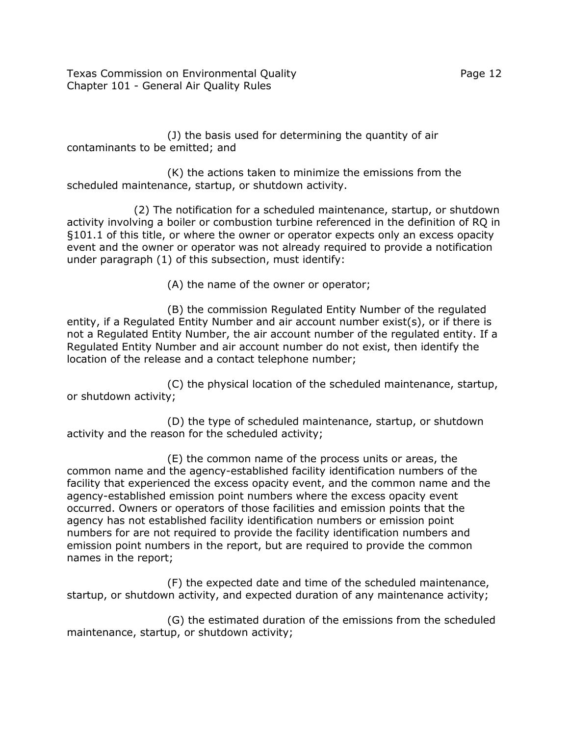(J) the basis used for determining the quantity of air contaminants to be emitted; and

(K) the actions taken to minimize the emissions from the scheduled maintenance, startup, or shutdown activity.

(2) The notification for a scheduled maintenance, startup, or shutdown activity involving a boiler or combustion turbine referenced in the definition of RQ in §101.1 of this title, or where the owner or operator expects only an excess opacity event and the owner or operator was not already required to provide a notification under paragraph (1) of this subsection, must identify:

(A) the name of the owner or operator;

(B) the commission Regulated Entity Number of the regulated entity, if a Regulated Entity Number and air account number exist(s), or if there is not a Regulated Entity Number, the air account number of the regulated entity. If a Regulated Entity Number and air account number do not exist, then identify the location of the release and a contact telephone number;

(C) the physical location of the scheduled maintenance, startup, or shutdown activity;

(D) the type of scheduled maintenance, startup, or shutdown activity and the reason for the scheduled activity;

(E) the common name of the process units or areas, the common name and the agency-established facility identification numbers of the facility that experienced the excess opacity event, and the common name and the agency-established emission point numbers where the excess opacity event occurred. Owners or operators of those facilities and emission points that the agency has not established facility identification numbers or emission point numbers for are not required to provide the facility identification numbers and emission point numbers in the report, but are required to provide the common names in the report;

(F) the expected date and time of the scheduled maintenance, startup, or shutdown activity, and expected duration of any maintenance activity;

(G) the estimated duration of the emissions from the scheduled maintenance, startup, or shutdown activity;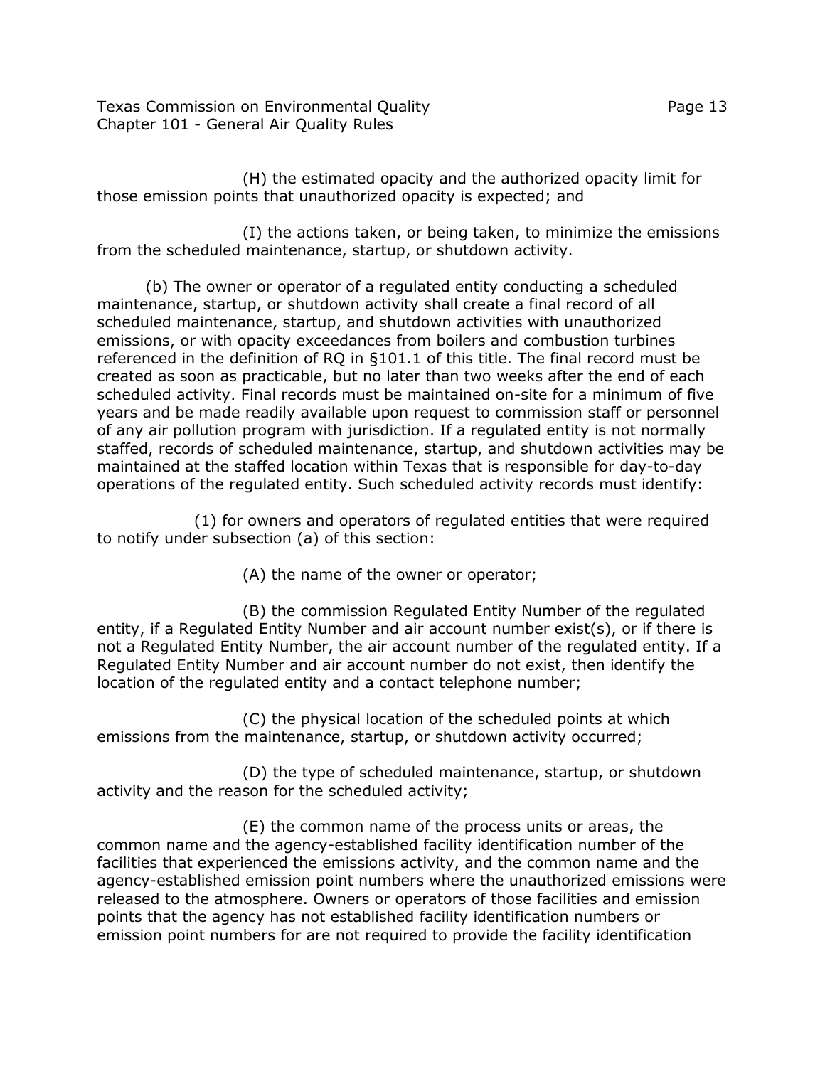(H) the estimated opacity and the authorized opacity limit for those emission points that unauthorized opacity is expected; and

(I) the actions taken, or being taken, to minimize the emissions from the scheduled maintenance, startup, or shutdown activity.

(b) The owner or operator of a regulated entity conducting a scheduled maintenance, startup, or shutdown activity shall create a final record of all scheduled maintenance, startup, and shutdown activities with unauthorized emissions, or with opacity exceedances from boilers and combustion turbines referenced in the definition of RQ in §101.1 of this title. The final record must be created as soon as practicable, but no later than two weeks after the end of each scheduled activity. Final records must be maintained on-site for a minimum of five years and be made readily available upon request to commission staff or personnel of any air pollution program with jurisdiction. If a regulated entity is not normally staffed, records of scheduled maintenance, startup, and shutdown activities may be maintained at the staffed location within Texas that is responsible for day-to-day operations of the regulated entity. Such scheduled activity records must identify:

(1) for owners and operators of regulated entities that were required to notify under subsection (a) of this section:

(A) the name of the owner or operator;

(B) the commission Regulated Entity Number of the regulated entity, if a Regulated Entity Number and air account number exist(s), or if there is not a Regulated Entity Number, the air account number of the regulated entity. If a Regulated Entity Number and air account number do not exist, then identify the location of the regulated entity and a contact telephone number;

(C) the physical location of the scheduled points at which emissions from the maintenance, startup, or shutdown activity occurred;

(D) the type of scheduled maintenance, startup, or shutdown activity and the reason for the scheduled activity;

(E) the common name of the process units or areas, the common name and the agency-established facility identification number of the facilities that experienced the emissions activity, and the common name and the agency-established emission point numbers where the unauthorized emissions were released to the atmosphere. Owners or operators of those facilities and emission points that the agency has not established facility identification numbers or emission point numbers for are not required to provide the facility identification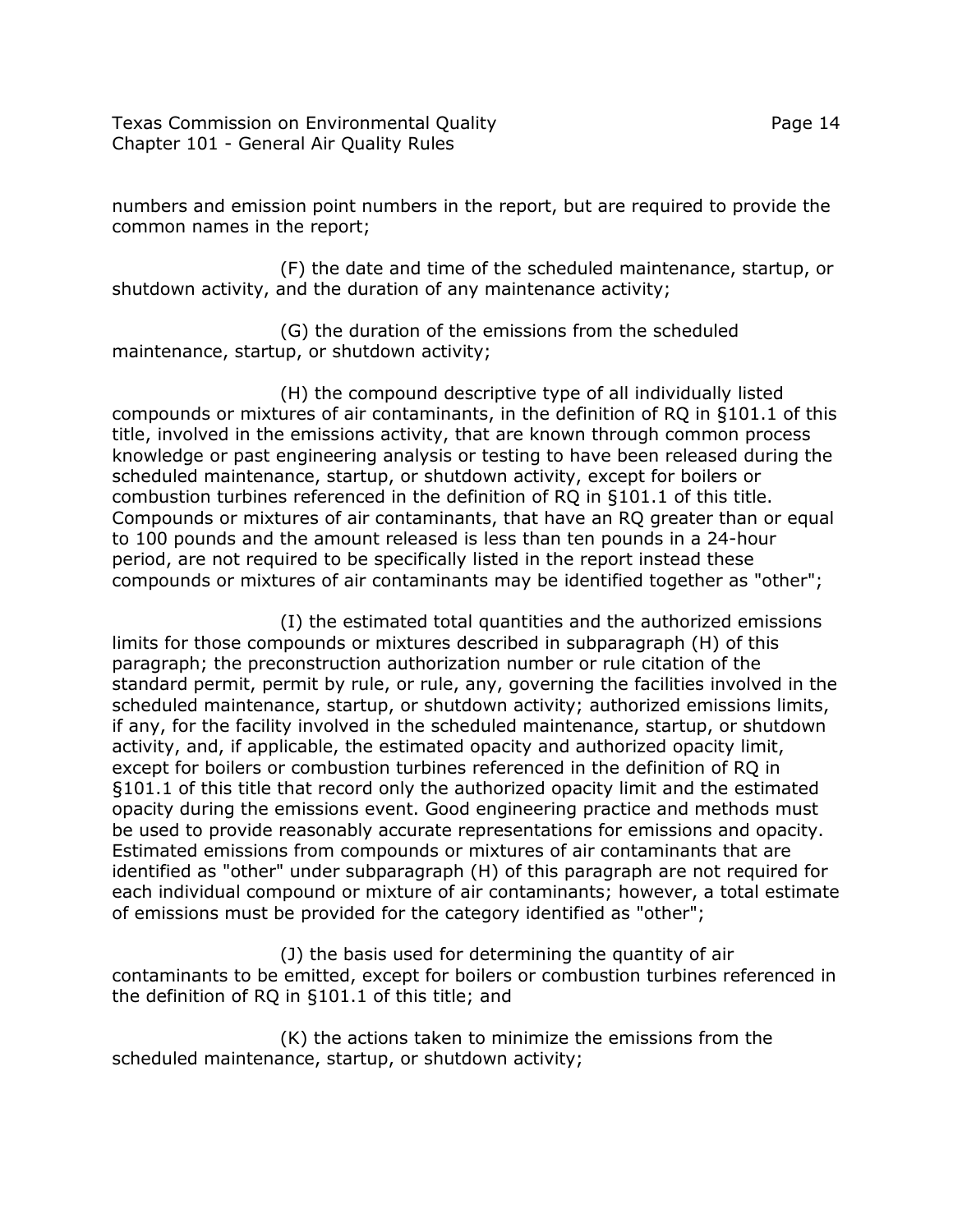numbers and emission point numbers in the report, but are required to provide the common names in the report;

(F) the date and time of the scheduled maintenance, startup, or shutdown activity, and the duration of any maintenance activity;

(G) the duration of the emissions from the scheduled maintenance, startup, or shutdown activity;

(H) the compound descriptive type of all individually listed compounds or mixtures of air contaminants, in the definition of RQ in §101.1 of this title, involved in the emissions activity, that are known through common process knowledge or past engineering analysis or testing to have been released during the scheduled maintenance, startup, or shutdown activity, except for boilers or combustion turbines referenced in the definition of RQ in §101.1 of this title. Compounds or mixtures of air contaminants, that have an RQ greater than or equal to 100 pounds and the amount released is less than ten pounds in a 24-hour period, are not required to be specifically listed in the report instead these compounds or mixtures of air contaminants may be identified together as "other";

(I) the estimated total quantities and the authorized emissions limits for those compounds or mixtures described in subparagraph (H) of this paragraph; the preconstruction authorization number or rule citation of the standard permit, permit by rule, or rule, any, governing the facilities involved in the scheduled maintenance, startup, or shutdown activity; authorized emissions limits, if any, for the facility involved in the scheduled maintenance, startup, or shutdown activity, and, if applicable, the estimated opacity and authorized opacity limit, except for boilers or combustion turbines referenced in the definition of RQ in §101.1 of this title that record only the authorized opacity limit and the estimated opacity during the emissions event. Good engineering practice and methods must be used to provide reasonably accurate representations for emissions and opacity. Estimated emissions from compounds or mixtures of air contaminants that are identified as "other" under subparagraph (H) of this paragraph are not required for each individual compound or mixture of air contaminants; however, a total estimate of emissions must be provided for the category identified as "other";

(J) the basis used for determining the quantity of air contaminants to be emitted, except for boilers or combustion turbines referenced in the definition of RQ in §101.1 of this title; and

(K) the actions taken to minimize the emissions from the scheduled maintenance, startup, or shutdown activity;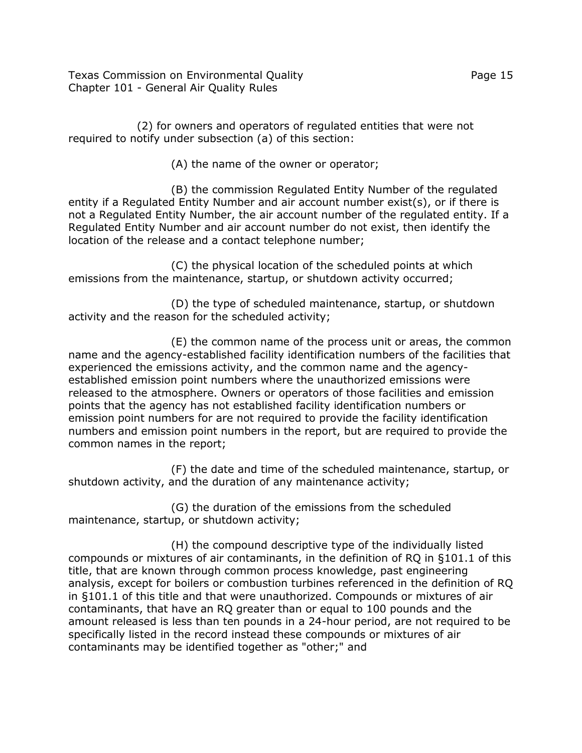(2) for owners and operators of regulated entities that were not required to notify under subsection (a) of this section:

(A) the name of the owner or operator;

(B) the commission Regulated Entity Number of the regulated entity if a Regulated Entity Number and air account number exist(s), or if there is not a Regulated Entity Number, the air account number of the regulated entity. If a Regulated Entity Number and air account number do not exist, then identify the location of the release and a contact telephone number;

(C) the physical location of the scheduled points at which emissions from the maintenance, startup, or shutdown activity occurred;

(D) the type of scheduled maintenance, startup, or shutdown activity and the reason for the scheduled activity;

(E) the common name of the process unit or areas, the common name and the agency-established facility identification numbers of the facilities that experienced the emissions activity, and the common name and the agency-established emission point numbers where the unauthorized emissions were released to the atmosphere. Owners or operators of those facilities and emission points that the agency has not established facility identification numbers or emission point numbers for are not required to provide the facility identification numbers and emission point numbers in the report, but are required to provide the common names in the report;

(F) the date and time of the scheduled maintenance, startup, or shutdown activity, and the duration of any maintenance activity;

(G) the duration of the emissions from the scheduled maintenance, startup, or shutdown activity;

(H) the compound descriptive type of the individually listed compounds or mixtures of air contaminants, in the definition of RQ in §101.1 of this title, that are known through common process knowledge, past engineering analysis, except for boilers or combustion turbines referenced in the definition of RQ in §101.1 of this title and that were unauthorized. Compounds or mixtures of air contaminants, that have an RQ greater than or equal to 100 pounds and the amount released is less than ten pounds in a 24-hour period, are not required to be specifically listed in the record instead these compounds or mixtures of air contaminants may be identified together as "other;" and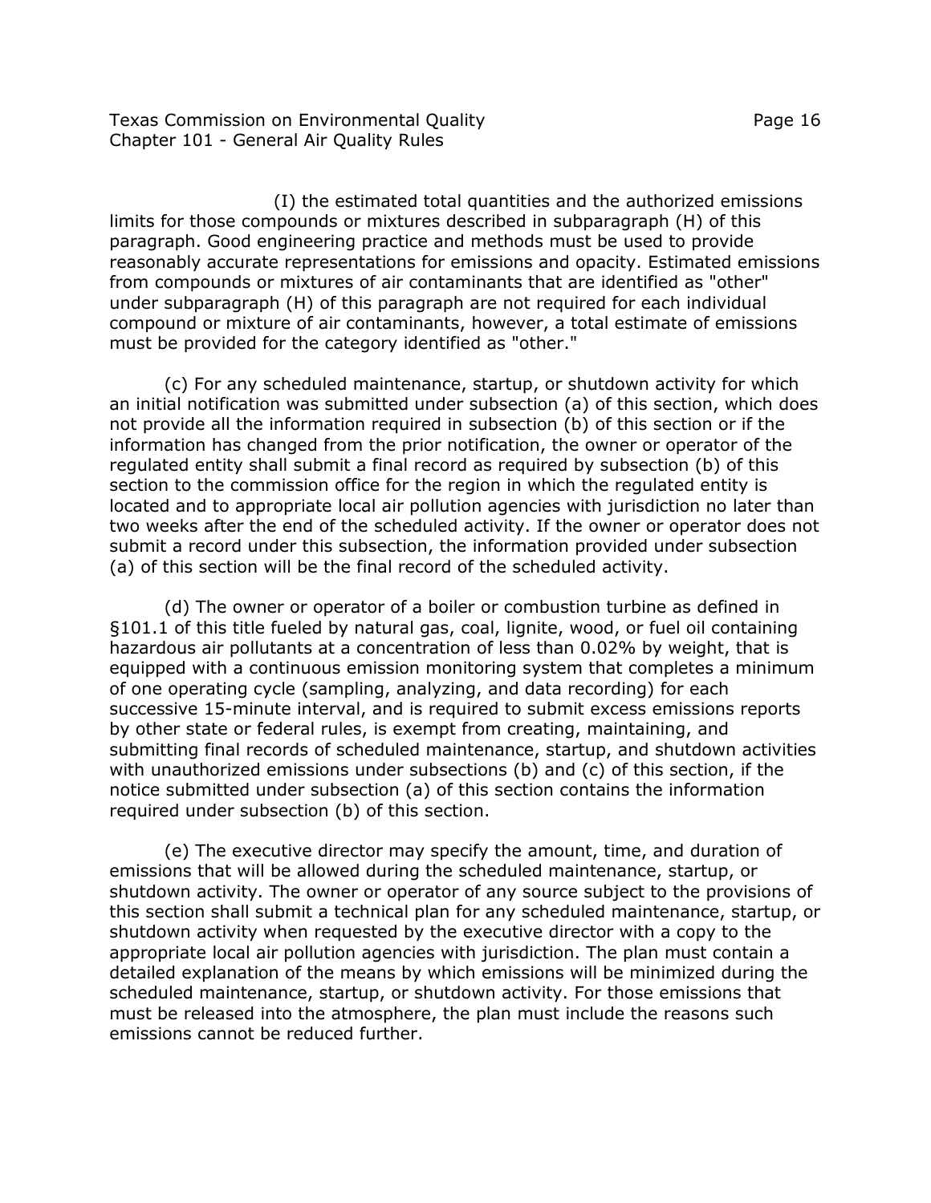(I) the estimated total quantities and the authorized emissions limits for those compounds or mixtures described in subparagraph (H) of this paragraph. Good engineering practice and methods must be used to provide reasonably accurate representations for emissions and opacity. Estimated emissions from compounds or mixtures of air contaminants that are identified as "other" under subparagraph (H) of this paragraph are not required for each individual compound or mixture of air contaminants, however, a total estimate of emissions must be provided for the category identified as "other."

(c) For any scheduled maintenance, startup, or shutdown activity for which an initial notification was submitted under subsection (a) of this section, which does not provide all the information required in subsection (b) of this section or if the information has changed from the prior notification, the owner or operator of the regulated entity shall submit a final record as required by subsection (b) of this section to the commission office for the region in which the regulated entity is located and to appropriate local air pollution agencies with jurisdiction no later than two weeks after the end of the scheduled activity. If the owner or operator does not submit a record under this subsection, the information provided under subsection (a) of this section will be the final record of the scheduled activity.

(d) The owner or operator of a boiler or combustion turbine as defined in §101.1 of this title fueled by natural gas, coal, lignite, wood, or fuel oil containing hazardous air pollutants at a concentration of less than 0.02% by weight, that is equipped with a continuous emission monitoring system that completes a minimum of one operating cycle (sampling, analyzing, and data recording) for each successive 15-minute interval, and is required to submit excess emissions reports by other state or federal rules, is exempt from creating, maintaining, and submitting final records of scheduled maintenance, startup, and shutdown activities with unauthorized emissions under subsections (b) and (c) of this section, if the notice submitted under subsection (a) of this section contains the information required under subsection (b) of this section.

(e) The executive director may specify the amount, time, and duration of emissions that will be allowed during the scheduled maintenance, startup, or shutdown activity. The owner or operator of any source subject to the provisions of this section shall submit a technical plan for any scheduled maintenance, startup, or shutdown activity when requested by the executive director with a copy to the appropriate local air pollution agencies with jurisdiction. The plan must contain a detailed explanation of the means by which emissions will be minimized during the scheduled maintenance, startup, or shutdown activity. For those emissions that must be released into the atmosphere, the plan must include the reasons such emissions cannot be reduced further.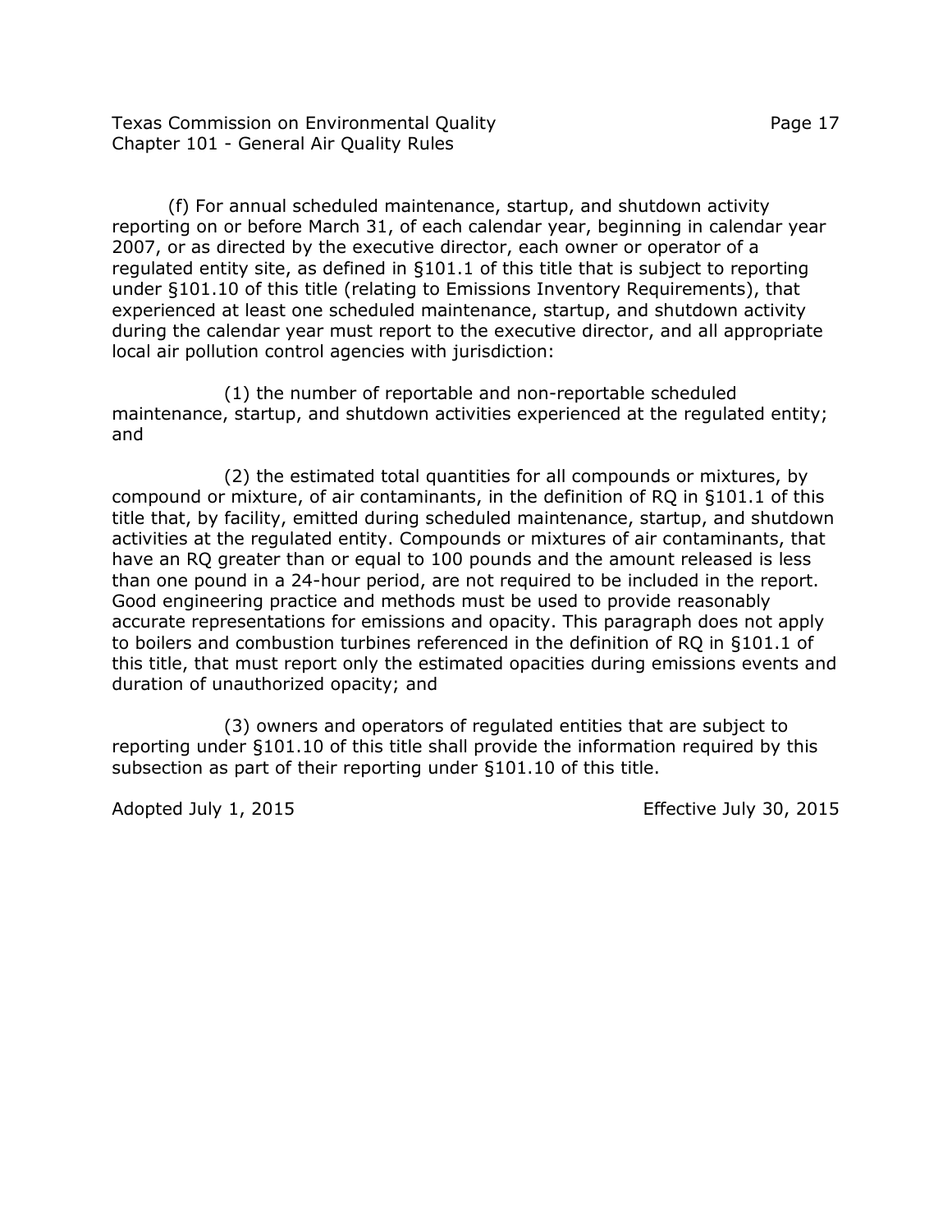(f) For annual scheduled maintenance, startup, and shutdown activity reporting on or before March 31, of each calendar year, beginning in calendar year 2007, or as directed by the executive director, each owner or operator of a regulated entity site, as defined in §101.1 of this title that is subject to reporting under §101.10 of this title (relating to Emissions Inventory Requirements), that experienced at least one scheduled maintenance, startup, and shutdown activity during the calendar year must report to the executive director, and all appropriate local air pollution control agencies with jurisdiction:

(1) the number of reportable and non-reportable scheduled maintenance, startup, and shutdown activities experienced at the regulated entity; and

(2) the estimated total quantities for all compounds or mixtures, by compound or mixture, of air contaminants, in the definition of RQ in §101.1 of this title that, by facility, emitted during scheduled maintenance, startup, and shutdown activities at the regulated entity. Compounds or mixtures of air contaminants, that have an RQ greater than or equal to 100 pounds and the amount released is less than one pound in a 24-hour period, are not required to be included in the report. Good engineering practice and methods must be used to provide reasonably accurate representations for emissions and opacity. This paragraph does not apply to boilers and combustion turbines referenced in the definition of RQ in §101.1 of this title, that must report only the estimated opacities during emissions events and duration of unauthorized opacity; and

(3) owners and operators of regulated entities that are subject to reporting under §101.10 of this title shall provide the information required by this subsection as part of their reporting under §101.10 of this title.

Adopted July 1, 2015 Effective July 30, 2015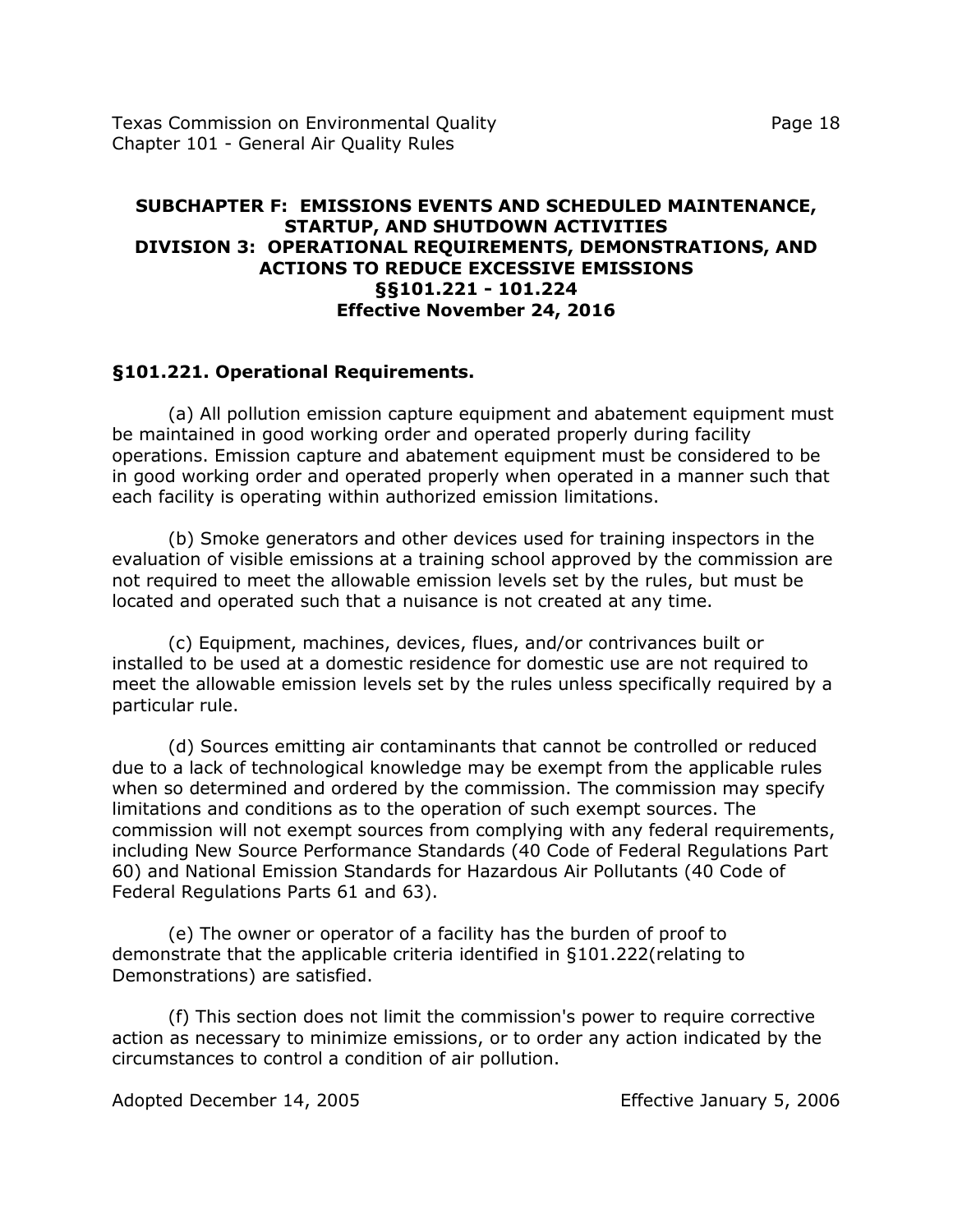## SUBCHAPTER F: EMISSIONS EVENTS AND SCHEDULED MAINTENANCE, STARTUP, AND SHUTDOWN ACTIVITIES
## DIVISION 3: OPERATIONAL REQUIREMENTS, DEMONSTRATIONS, AND ACTIONS TO REDUCE EXCESSIVE EMISSIONS
## §§101.221 - 101.224
## Effective November 24, 2016

### §101.221. Operational Requirements.

(a) All pollution emission capture equipment and abatement equipment must be maintained in good working order and operated properly during facility operations. Emission capture and abatement equipment must be considered to be in good working order and operated properly when operated in a manner such that each facility is operating within authorized emission limitations.

(b) Smoke generators and other devices used for training inspectors in the evaluation of visible emissions at a training school approved by the commission are not required to meet the allowable emission levels set by the rules, but must be located and operated such that a nuisance is not created at any time.

(c) Equipment, machines, devices, flues, and/or contrivances built or installed to be used at a domestic residence for domestic use are not required to meet the allowable emission levels set by the rules unless specifically required by a particular rule.

(d) Sources emitting air contaminants that cannot be controlled or reduced due to a lack of technological knowledge may be exempt from the applicable rules when so determined and ordered by the commission. The commission may specify limitations and conditions as to the operation of such exempt sources. The commission will not exempt sources from complying with any federal requirements, including New Source Performance Standards (40 Code of Federal Regulations Part 60) and National Emission Standards for Hazardous Air Pollutants (40 Code of Federal Regulations Parts 61 and 63).

(e) The owner or operator of a facility has the burden of proof to demonstrate that the applicable criteria identified in §101.222(relating to Demonstrations) are satisfied.

(f) This section does not limit the commission's power to require corrective action as necessary to minimize emissions, or to order any action indicated by the circumstances to control a condition of air pollution.

Adopted December 14, 2005 Effective January 5, 2006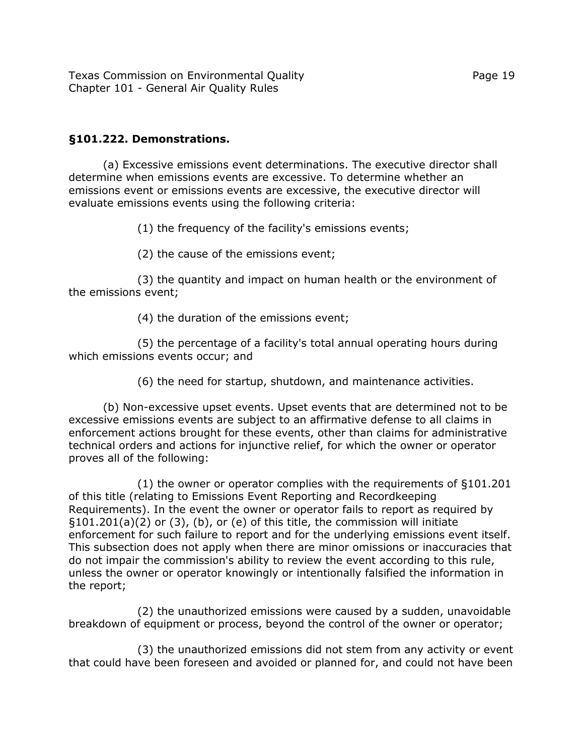**§101.222. Demonstrations.**

(a) Excessive emissions event determinations. The executive director shall determine when emissions events are excessive. To determine whether an emissions event or emissions events are excessive, the executive director will evaluate emissions events using the following criteria:

(1) the frequency of the facility's emissions events;

(2) the cause of the emissions event;

(3) the quantity and impact on human health or the environment of the emissions event;

(4) the duration of the emissions event;

(5) the percentage of a facility's total annual operating hours during which emissions events occur; and

(6) the need for startup, shutdown, and maintenance activities.

(b) Non-excessive upset events. Upset events that are determined not to be excessive emissions events are subject to an affirmative defense to all claims in enforcement actions brought for these events, other than claims for administrative technical orders and actions for injunctive relief, for which the owner or operator proves all of the following:

(1) the owner or operator complies with the requirements of §101.201 of this title (relating to Emissions Event Reporting and Recordkeeping Requirements). In the event the owner or operator fails to report as required by §101.201(a)(2) or (3), (b), or (e) of this title, the commission will initiate enforcement for such failure to report and for the underlying emissions event itself. This subsection does not apply when there are minor omissions or inaccuracies that do not impair the commission's ability to review the event according to this rule, unless the owner or operator knowingly or intentionally falsified the information in the report;

(2) the unauthorized emissions were caused by a sudden, unavoidable breakdown of equipment or process, beyond the control of the owner or operator;

(3) the unauthorized emissions did not stem from any activity or event that could have been foreseen and avoided or planned for, and could not have been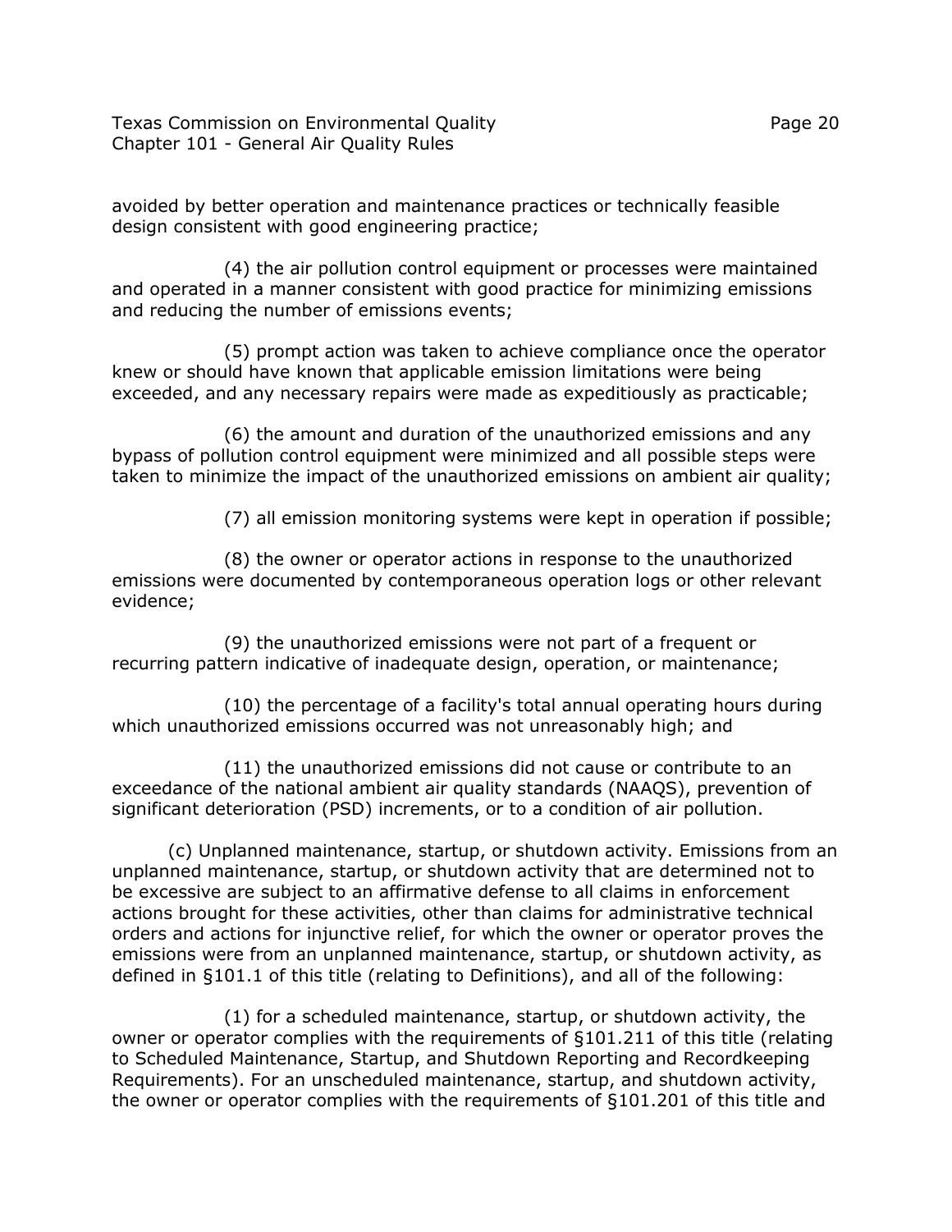avoided by better operation and maintenance practices or technically feasible design consistent with good engineering practice;

(4) the air pollution control equipment or processes were maintained and operated in a manner consistent with good practice for minimizing emissions and reducing the number of emissions events;

(5) prompt action was taken to achieve compliance once the operator knew or should have known that applicable emission limitations were being exceeded, and any necessary repairs were made as expeditiously as practicable;

(6) the amount and duration of the unauthorized emissions and any bypass of pollution control equipment were minimized and all possible steps were taken to minimize the impact of the unauthorized emissions on ambient air quality;

(7) all emission monitoring systems were kept in operation if possible;

(8) the owner or operator actions in response to the unauthorized emissions were documented by contemporaneous operation logs or other relevant evidence;

(9) the unauthorized emissions were not part of a frequent or recurring pattern indicative of inadequate design, operation, or maintenance;

(10) the percentage of a facility's total annual operating hours during which unauthorized emissions occurred was not unreasonably high; and

(11) the unauthorized emissions did not cause or contribute to an exceedance of the national ambient air quality standards (NAAQS), prevention of significant deterioration (PSD) increments, or to a condition of air pollution.

(c) Unplanned maintenance, startup, or shutdown activity. Emissions from an unplanned maintenance, startup, or shutdown activity that are determined not to be excessive are subject to an affirmative defense to all claims in enforcement actions brought for these activities, other than claims for administrative technical orders and actions for injunctive relief, for which the owner or operator proves the emissions were from an unplanned maintenance, startup, or shutdown activity, as defined in §101.1 of this title (relating to Definitions), and all of the following:

(1) for a scheduled maintenance, startup, or shutdown activity, the owner or operator complies with the requirements of §101.211 of this title (relating to Scheduled Maintenance, Startup, and Shutdown Reporting and Recordkeeping Requirements). For an unscheduled maintenance, startup, and shutdown activity, the owner or operator complies with the requirements of §101.201 of this title and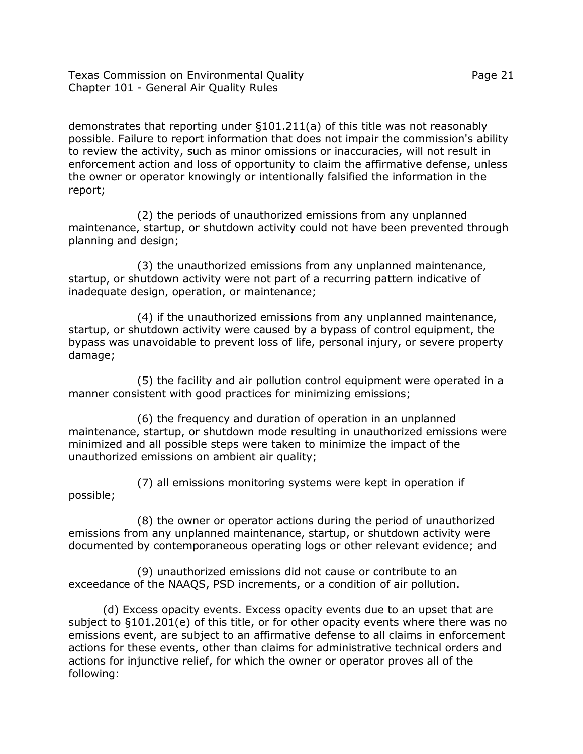demonstrates that reporting under §101.211(a) of this title was not reasonably possible. Failure to report information that does not impair the commission's ability to review the activity, such as minor omissions or inaccuracies, will not result in enforcement action and loss of opportunity to claim the affirmative defense, unless the owner or operator knowingly or intentionally falsified the information in the report;

(2) the periods of unauthorized emissions from any unplanned maintenance, startup, or shutdown activity could not have been prevented through planning and design;

(3) the unauthorized emissions from any unplanned maintenance, startup, or shutdown activity were not part of a recurring pattern indicative of inadequate design, operation, or maintenance;

(4) if the unauthorized emissions from any unplanned maintenance, startup, or shutdown activity were caused by a bypass of control equipment, the bypass was unavoidable to prevent loss of life, personal injury, or severe property damage;

(5) the facility and air pollution control equipment were operated in a manner consistent with good practices for minimizing emissions;

(6) the frequency and duration of operation in an unplanned maintenance, startup, or shutdown mode resulting in unauthorized emissions were minimized and all possible steps were taken to minimize the impact of the unauthorized emissions on ambient air quality;

(7) all emissions monitoring systems were kept in operation if possible;

(8) the owner or operator actions during the period of unauthorized emissions from any unplanned maintenance, startup, or shutdown activity were documented by contemporaneous operating logs or other relevant evidence; and

(9) unauthorized emissions did not cause or contribute to an exceedance of the NAAQS, PSD increments, or a condition of air pollution.

(d) Excess opacity events. Excess opacity events due to an upset that are subject to §101.201(e) of this title, or for other opacity events where there was no emissions event, are subject to an affirmative defense to all claims in enforcement actions for these events, other than claims for administrative technical orders and actions for injunctive relief, for which the owner or operator proves all of the following: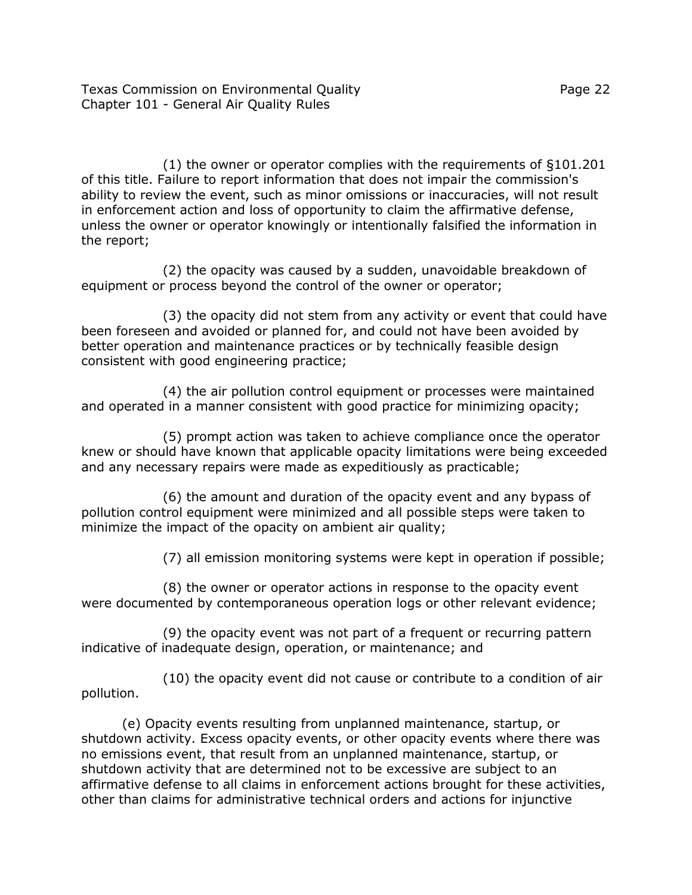(1) the owner or operator complies with the requirements of §101.201 of this title. Failure to report information that does not impair the commission's ability to review the event, such as minor omissions or inaccuracies, will not result in enforcement action and loss of opportunity to claim the affirmative defense, unless the owner or operator knowingly or intentionally falsified the information in the report;

(2) the opacity was caused by a sudden, unavoidable breakdown of equipment or process beyond the control of the owner or operator;

(3) the opacity did not stem from any activity or event that could have been foreseen and avoided or planned for, and could not have been avoided by better operation and maintenance practices or by technically feasible design consistent with good engineering practice;

(4) the air pollution control equipment or processes were maintained and operated in a manner consistent with good practice for minimizing opacity;

(5) prompt action was taken to achieve compliance once the operator knew or should have known that applicable opacity limitations were being exceeded and any necessary repairs were made as expeditiously as practicable;

(6) the amount and duration of the opacity event and any bypass of pollution control equipment were minimized and all possible steps were taken to minimize the impact of the opacity on ambient air quality;

(7) all emission monitoring systems were kept in operation if possible;

(8) the owner or operator actions in response to the opacity event were documented by contemporaneous operation logs or other relevant evidence;

(9) the opacity event was not part of a frequent or recurring pattern indicative of inadequate design, operation, or maintenance; and

(10) the opacity event did not cause or contribute to a condition of air pollution.

(e) Opacity events resulting from unplanned maintenance, startup, or shutdown activity. Excess opacity events, or other opacity events where there was no emissions event, that result from an unplanned maintenance, startup, or shutdown activity that are determined not to be excessive are subject to an affirmative defense to all claims in enforcement actions brought for these activities, other than claims for administrative technical orders and actions for injunctive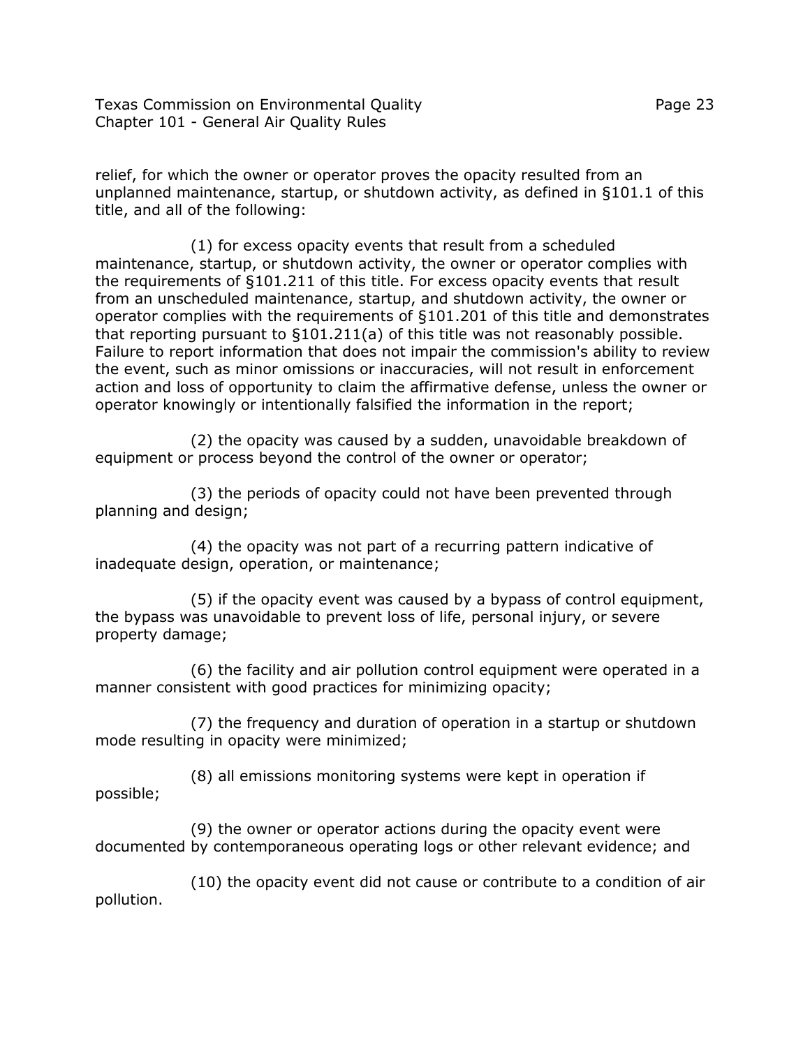relief, for which the owner or operator proves the opacity resulted from an unplanned maintenance, startup, or shutdown activity, as defined in §101.1 of this title, and all of the following:

(1) for excess opacity events that result from a scheduled maintenance, startup, or shutdown activity, the owner or operator complies with the requirements of §101.211 of this title. For excess opacity events that result from an unscheduled maintenance, startup, and shutdown activity, the owner or operator complies with the requirements of §101.201 of this title and demonstrates that reporting pursuant to §101.211(a) of this title was not reasonably possible. Failure to report information that does not impair the commission's ability to review the event, such as minor omissions or inaccuracies, will not result in enforcement action and loss of opportunity to claim the affirmative defense, unless the owner or operator knowingly or intentionally falsified the information in the report;

(2) the opacity was caused by a sudden, unavoidable breakdown of equipment or process beyond the control of the owner or operator;

(3) the periods of opacity could not have been prevented through planning and design;

(4) the opacity was not part of a recurring pattern indicative of inadequate design, operation, or maintenance;

(5) if the opacity event was caused by a bypass of control equipment, the bypass was unavoidable to prevent loss of life, personal injury, or severe property damage;

(6) the facility and air pollution control equipment were operated in a manner consistent with good practices for minimizing opacity;

(7) the frequency and duration of operation in a startup or shutdown mode resulting in opacity were minimized;

(8) all emissions monitoring systems were kept in operation if possible;

(9) the owner or operator actions during the opacity event were documented by contemporaneous operating logs or other relevant evidence; and

(10) the opacity event did not cause or contribute to a condition of air pollution.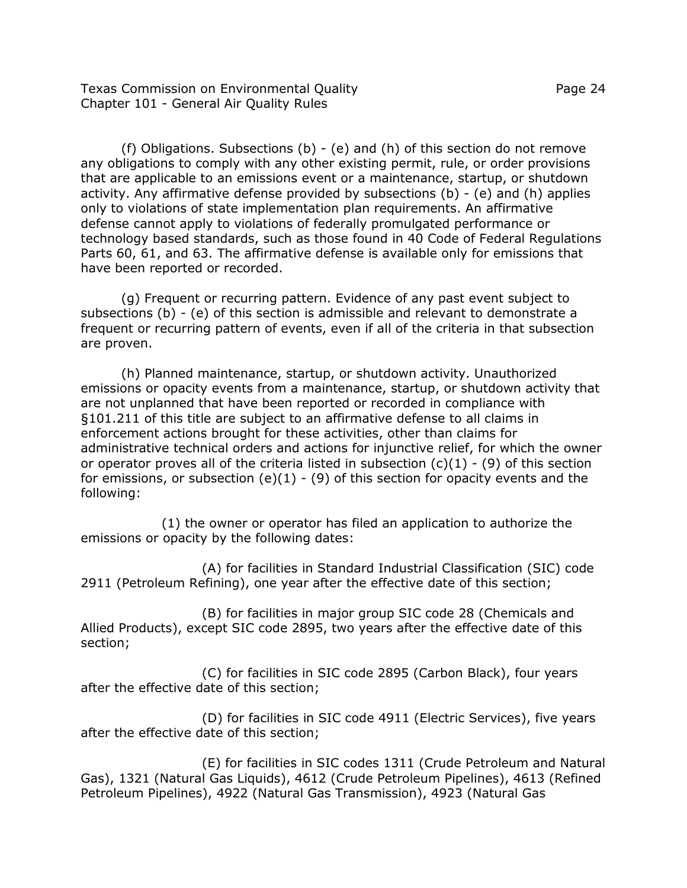(f) Obligations. Subsections (b) - (e) and (h) of this section do not remove any obligations to comply with any other existing permit, rule, or order provisions that are applicable to an emissions event or a maintenance, startup, or shutdown activity. Any affirmative defense provided by subsections (b) - (e) and (h) applies only to violations of state implementation plan requirements. An affirmative defense cannot apply to violations of federally promulgated performance or technology based standards, such as those found in 40 Code of Federal Regulations Parts 60, 61, and 63. The affirmative defense is available only for emissions that have been reported or recorded.

(g) Frequent or recurring pattern. Evidence of any past event subject to subsections (b) - (e) of this section is admissible and relevant to demonstrate a frequent or recurring pattern of events, even if all of the criteria in that subsection are proven.

(h) Planned maintenance, startup, or shutdown activity. Unauthorized emissions or opacity events from a maintenance, startup, or shutdown activity that are not unplanned that have been reported or recorded in compliance with §101.211 of this title are subject to an affirmative defense to all claims in enforcement actions brought for these activities, other than claims for administrative technical orders and actions for injunctive relief, for which the owner or operator proves all of the criteria listed in subsection (c)(1) - (9) of this section for emissions, or subsection (e)(1) - (9) of this section for opacity events and the following:

(1) the owner or operator has filed an application to authorize the emissions or opacity by the following dates:

(A) for facilities in Standard Industrial Classification (SIC) code 2911 (Petroleum Refining), one year after the effective date of this section;

(B) for facilities in major group SIC code 28 (Chemicals and Allied Products), except SIC code 2895, two years after the effective date of this section;

(C) for facilities in SIC code 2895 (Carbon Black), four years after the effective date of this section;

(D) for facilities in SIC code 4911 (Electric Services), five years after the effective date of this section;

(E) for facilities in SIC codes 1311 (Crude Petroleum and Natural Gas), 1321 (Natural Gas Liquids), 4612 (Crude Petroleum Pipelines), 4613 (Refined Petroleum Pipelines), 4922 (Natural Gas Transmission), 4923 (Natural Gas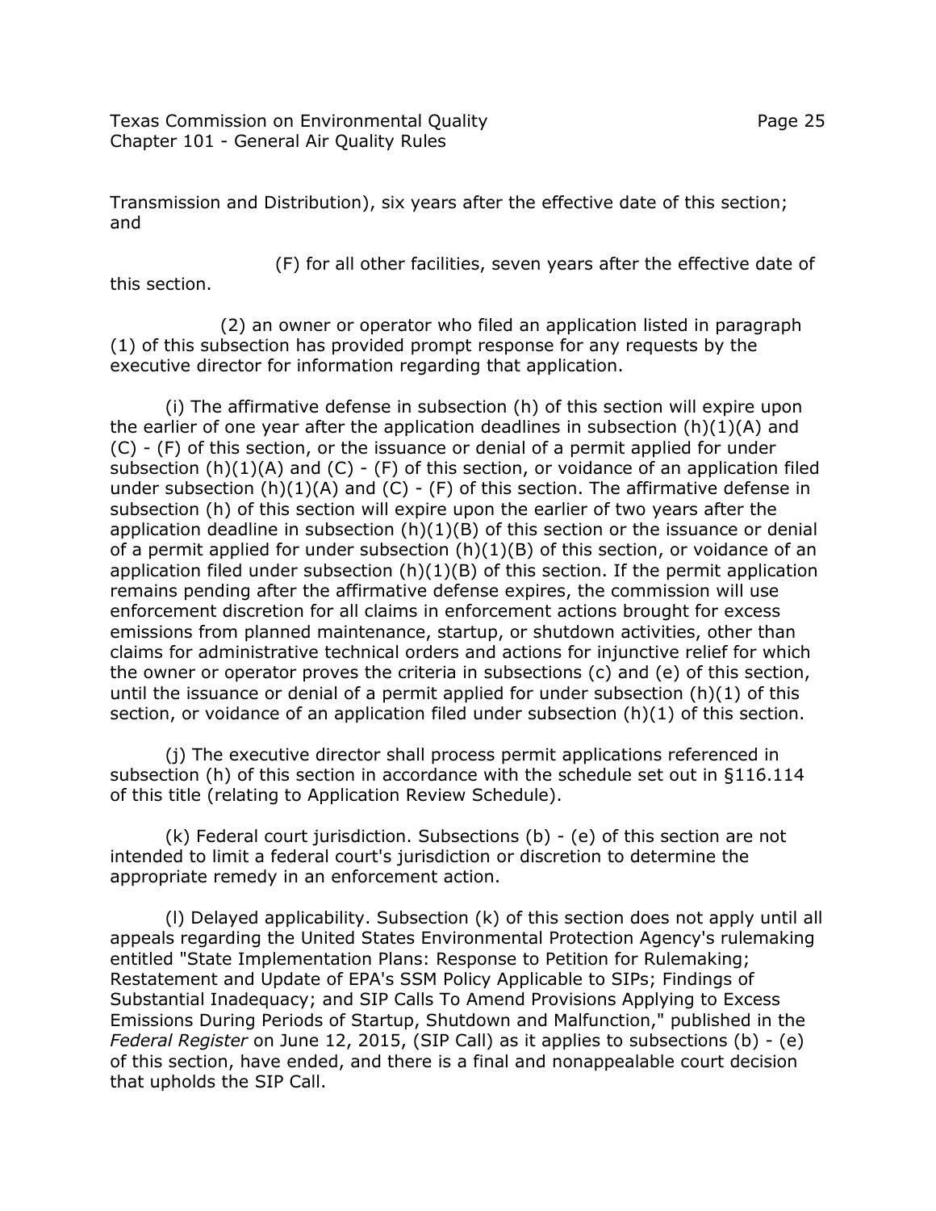Transmission and Distribution), six years after the effective date of this section; and

(F) for all other facilities, seven years after the effective date of this section.

(2) an owner or operator who filed an application listed in paragraph (1) of this subsection has provided prompt response for any requests by the executive director for information regarding that application.

(i) The affirmative defense in subsection (h) of this section will expire upon the earlier of one year after the application deadlines in subsection (h)(1)(A) and (C) - (F) of this section, or the issuance or denial of a permit applied for under subsection (h)(1)(A) and (C) - (F) of this section, or voidance of an application filed under subsection (h)(1)(A) and (C) - (F) of this section. The affirmative defense in subsection (h) of this section will expire upon the earlier of two years after the application deadline in subsection (h)(1)(B) of this section or the issuance or denial of a permit applied for under subsection (h)(1)(B) of this section, or voidance of an application filed under subsection (h)(1)(B) of this section. If the permit application remains pending after the affirmative defense expires, the commission will use enforcement discretion for all claims in enforcement actions brought for excess emissions from planned maintenance, startup, or shutdown activities, other than claims for administrative technical orders and actions for injunctive relief for which the owner or operator proves the criteria in subsections (c) and (e) of this section, until the issuance or denial of a permit applied for under subsection (h)(1) of this section, or voidance of an application filed under subsection (h)(1) of this section.

(j) The executive director shall process permit applications referenced in subsection (h) of this section in accordance with the schedule set out in §116.114 of this title (relating to Application Review Schedule).

(k) Federal court jurisdiction. Subsections (b) - (e) of this section are not intended to limit a federal court's jurisdiction or discretion to determine the appropriate remedy in an enforcement action.

(l) Delayed applicability. Subsection (k) of this section does not apply until all appeals regarding the United States Environmental Protection Agency's rulemaking entitled "State Implementation Plans: Response to Petition for Rulemaking; Restatement and Update of EPA's SSM Policy Applicable to SIPs; Findings of Substantial Inadequacy; and SIP Calls To Amend Provisions Applying to Excess Emissions During Periods of Startup, Shutdown and Malfunction," published in the *Federal Register* on June 12, 2015, (SIP Call) as it applies to subsections (b) - (e) of this section, have ended, and there is a final and nonappealable court decision that upholds the SIP Call.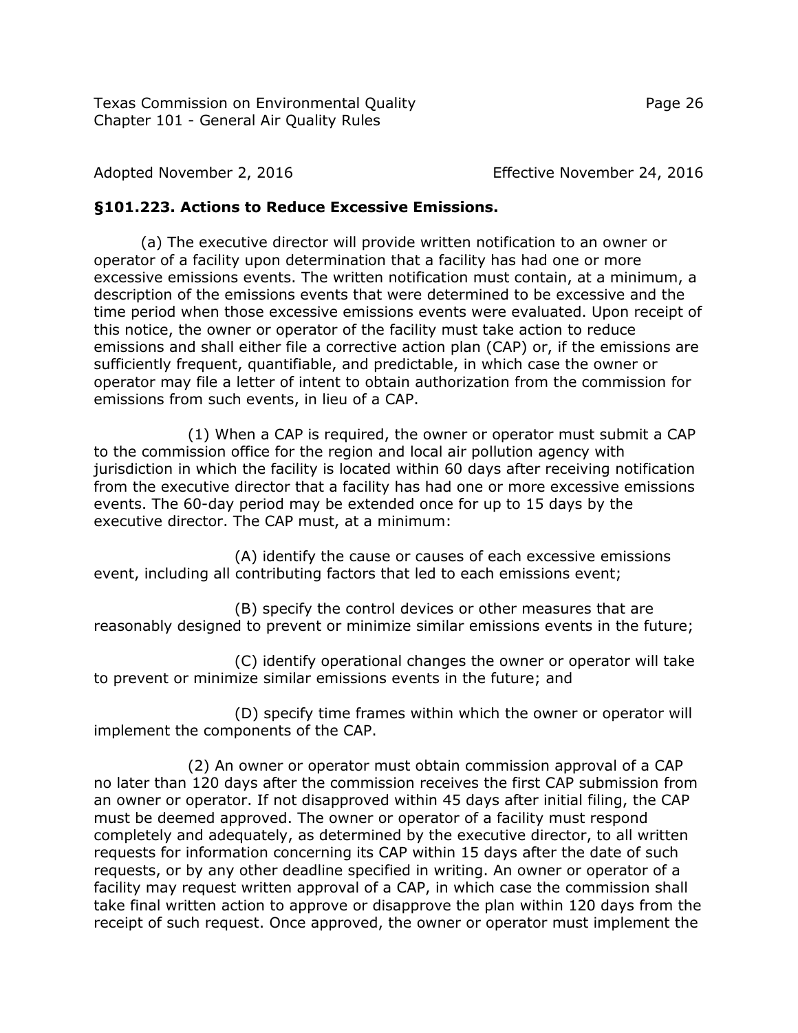Adopted November 2, 2016 Effective November 24, 2016

**§101.223. Actions to Reduce Excessive Emissions.**

(a) The executive director will provide written notification to an owner or operator of a facility upon determination that a facility has had one or more excessive emissions events. The written notification must contain, at a minimum, a description of the emissions events that were determined to be excessive and the time period when those excessive emissions events were evaluated. Upon receipt of this notice, the owner or operator of the facility must take action to reduce emissions and shall either file a corrective action plan (CAP) or, if the emissions are sufficiently frequent, quantifiable, and predictable, in which case the owner or operator may file a letter of intent to obtain authorization from the commission for emissions from such events, in lieu of a CAP.

(1) When a CAP is required, the owner or operator must submit a CAP to the commission office for the region and local air pollution agency with jurisdiction in which the facility is located within 60 days after receiving notification from the executive director that a facility has had one or more excessive emissions events. The 60-day period may be extended once for up to 15 days by the executive director. The CAP must, at a minimum:

(A) identify the cause or causes of each excessive emissions event, including all contributing factors that led to each emissions event;

(B) specify the control devices or other measures that are reasonably designed to prevent or minimize similar emissions events in the future;

(C) identify operational changes the owner or operator will take to prevent or minimize similar emissions events in the future; and

(D) specify time frames within which the owner or operator will implement the components of the CAP.

(2) An owner or operator must obtain commission approval of a CAP no later than 120 days after the commission receives the first CAP submission from an owner or operator. If not disapproved within 45 days after initial filing, the CAP must be deemed approved. The owner or operator of a facility must respond completely and adequately, as determined by the executive director, to all written requests for information concerning its CAP within 15 days after the date of such requests, or by any other deadline specified in writing. An owner or operator of a facility may request written approval of a CAP, in which case the commission shall take final written action to approve or disapprove the plan within 120 days from the receipt of such request. Once approved, the owner or operator must implement the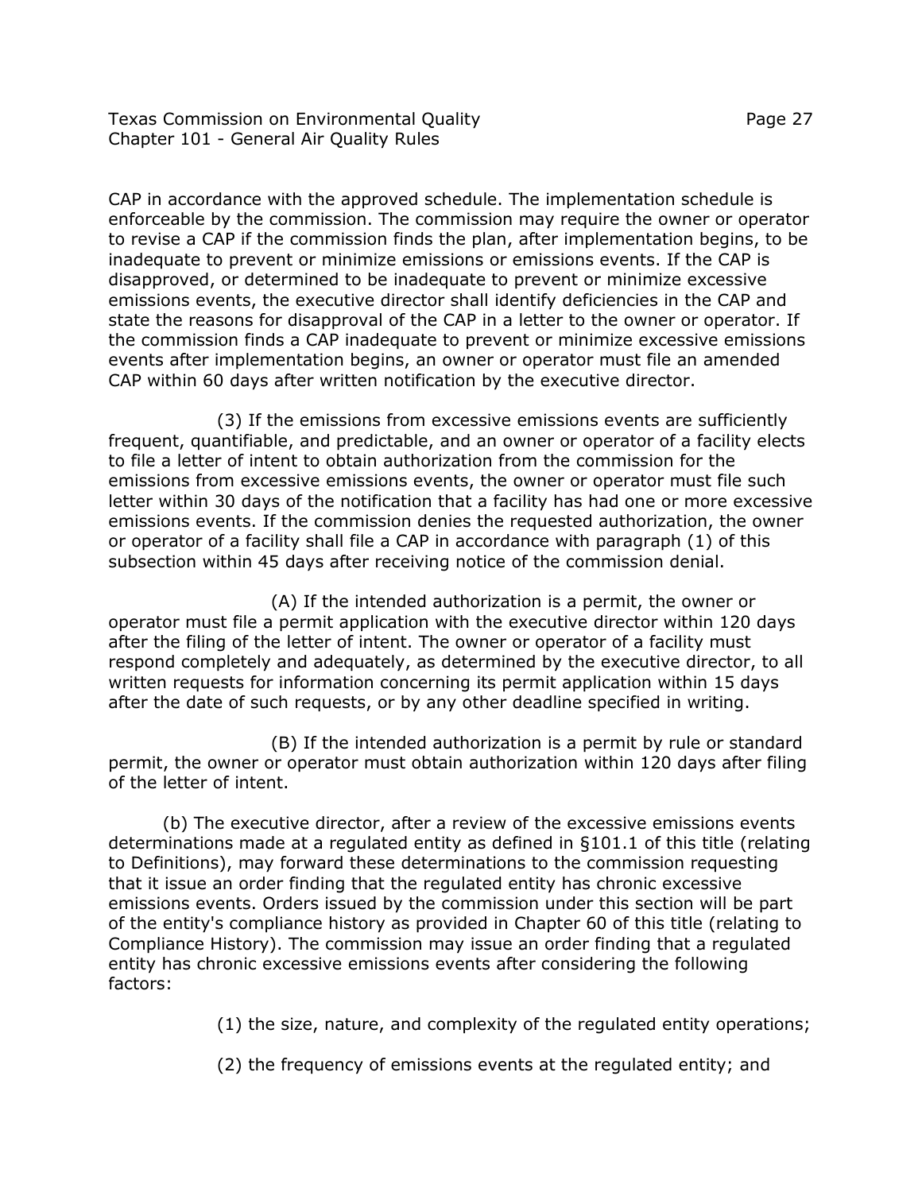CAP in accordance with the approved schedule. The implementation schedule is enforceable by the commission. The commission may require the owner or operator to revise a CAP if the commission finds the plan, after implementation begins, to be inadequate to prevent or minimize emissions or emissions events. If the CAP is disapproved, or determined to be inadequate to prevent or minimize excessive emissions events, the executive director shall identify deficiencies in the CAP and state the reasons for disapproval of the CAP in a letter to the owner or operator. If the commission finds a CAP inadequate to prevent or minimize excessive emissions events after implementation begins, an owner or operator must file an amended CAP within 60 days after written notification by the executive director.

(3) If the emissions from excessive emissions events are sufficiently frequent, quantifiable, and predictable, and an owner or operator of a facility elects to file a letter of intent to obtain authorization from the commission for the emissions from excessive emissions events, the owner or operator must file such letter within 30 days of the notification that a facility has had one or more excessive emissions events. If the commission denies the requested authorization, the owner or operator of a facility shall file a CAP in accordance with paragraph (1) of this subsection within 45 days after receiving notice of the commission denial.

(A) If the intended authorization is a permit, the owner or operator must file a permit application with the executive director within 120 days after the filing of the letter of intent. The owner or operator of a facility must respond completely and adequately, as determined by the executive director, to all written requests for information concerning its permit application within 15 days after the date of such requests, or by any other deadline specified in writing.

(B) If the intended authorization is a permit by rule or standard permit, the owner or operator must obtain authorization within 120 days after filing of the letter of intent.

(b) The executive director, after a review of the excessive emissions events determinations made at a regulated entity as defined in §101.1 of this title (relating to Definitions), may forward these determinations to the commission requesting that it issue an order finding that the regulated entity has chronic excessive emissions events. Orders issued by the commission under this section will be part of the entity's compliance history as provided in Chapter 60 of this title (relating to Compliance History). The commission may issue an order finding that a regulated entity has chronic excessive emissions events after considering the following factors:

(1) the size, nature, and complexity of the regulated entity operations;

(2) the frequency of emissions events at the regulated entity; and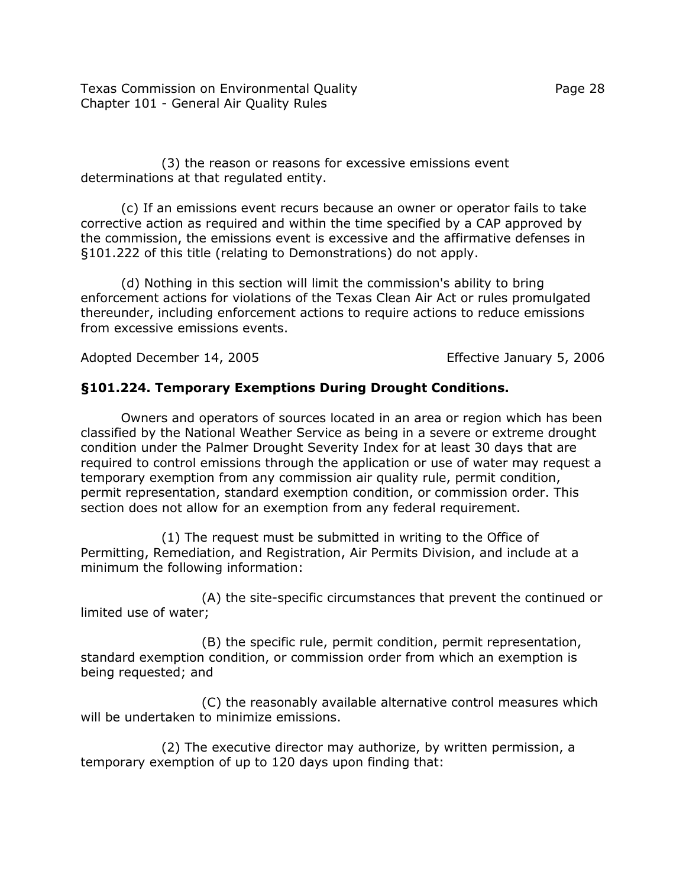(3) the reason or reasons for excessive emissions event determinations at that regulated entity.

(c) If an emissions event recurs because an owner or operator fails to take corrective action as required and within the time specified by a CAP approved by the commission, the emissions event is excessive and the affirmative defenses in §101.222 of this title (relating to Demonstrations) do not apply.

(d) Nothing in this section will limit the commission's ability to bring enforcement actions for violations of the Texas Clean Air Act or rules promulgated thereunder, including enforcement actions to require actions to reduce emissions from excessive emissions events.

Adopted December 14, 2005 Effective January 5, 2006

### §101.224. Temporary Exemptions During Drought Conditions.

Owners and operators of sources located in an area or region which has been classified by the National Weather Service as being in a severe or extreme drought condition under the Palmer Drought Severity Index for at least 30 days that are required to control emissions through the application or use of water may request a temporary exemption from any commission air quality rule, permit condition, permit representation, standard exemption condition, or commission order. This section does not allow for an exemption from any federal requirement.

(1) The request must be submitted in writing to the Office of Permitting, Remediation, and Registration, Air Permits Division, and include at a minimum the following information:

(A) the site-specific circumstances that prevent the continued or limited use of water;

(B) the specific rule, permit condition, permit representation, standard exemption condition, or commission order from which an exemption is being requested; and

(C) the reasonably available alternative control measures which will be undertaken to minimize emissions.

(2) The executive director may authorize, by written permission, a temporary exemption of up to 120 days upon finding that: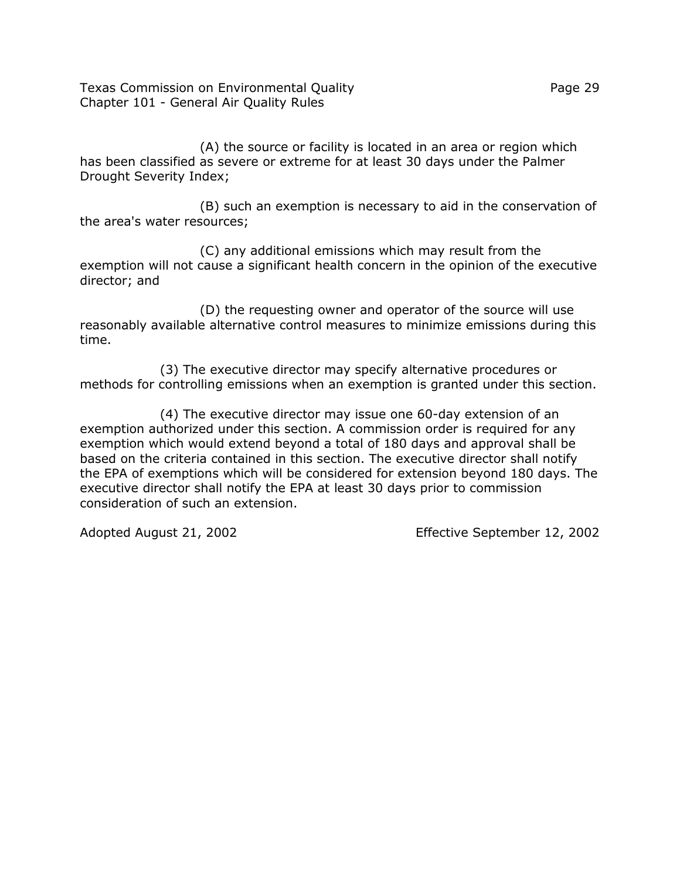(A) the source or facility is located in an area or region which has been classified as severe or extreme for at least 30 days under the Palmer Drought Severity Index;

(B) such an exemption is necessary to aid in the conservation of the area's water resources;

(C) any additional emissions which may result from the exemption will not cause a significant health concern in the opinion of the executive director; and

(D) the requesting owner and operator of the source will use reasonably available alternative control measures to minimize emissions during this time.

(3) The executive director may specify alternative procedures or methods for controlling emissions when an exemption is granted under this section.

(4) The executive director may issue one 60-day extension of an exemption authorized under this section. A commission order is required for any exemption which would extend beyond a total of 180 days and approval shall be based on the criteria contained in this section. The executive director shall notify the EPA of exemptions which will be considered for extension beyond 180 days. The executive director shall notify the EPA at least 30 days prior to commission consideration of such an extension.

Adopted August 21, 2002 Effective September 12, 2002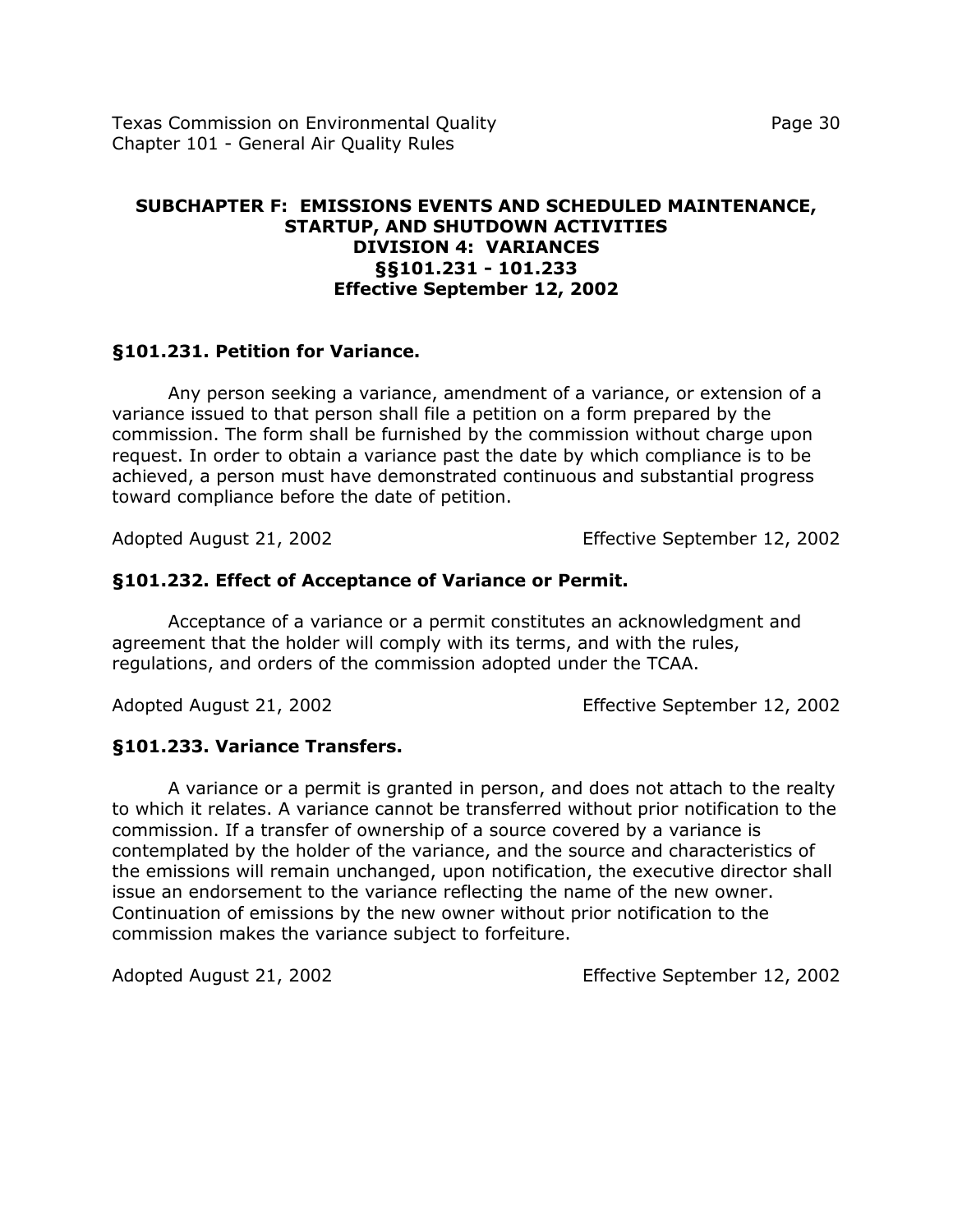**SUBCHAPTER F: EMISSIONS EVENTS AND SCHEDULED MAINTENANCE, STARTUP, AND SHUTDOWN ACTIVITIES**
**DIVISION 4: VARIANCES**
**§§101.231 - 101.233**
**Effective September 12, 2002**

### §101.231. Petition for Variance.

Any person seeking a variance, amendment of a variance, or extension of a variance issued to that person shall file a petition on a form prepared by the commission. The form shall be furnished by the commission without charge upon request. In order to obtain a variance past the date by which compliance is to be achieved, a person must have demonstrated continuous and substantial progress toward compliance before the date of petition.

Adopted August 21, 2002 Effective September 12, 2002

### §101.232. Effect of Acceptance of Variance or Permit.

Acceptance of a variance or a permit constitutes an acknowledgment and agreement that the holder will comply with its terms, and with the rules, regulations, and orders of the commission adopted under the TCAA.

Adopted August 21, 2002 Effective September 12, 2002

### §101.233. Variance Transfers.

A variance or a permit is granted in person, and does not attach to the realty to which it relates. A variance cannot be transferred without prior notification to the commission. If a transfer of ownership of a source covered by a variance is contemplated by the holder of the variance, and the source and characteristics of the emissions will remain unchanged, upon notification, the executive director shall issue an endorsement to the variance reflecting the name of the new owner. Continuation of emissions by the new owner without prior notification to the commission makes the variance subject to forfeiture.

Adopted August 21, 2002 Effective September 12, 2002